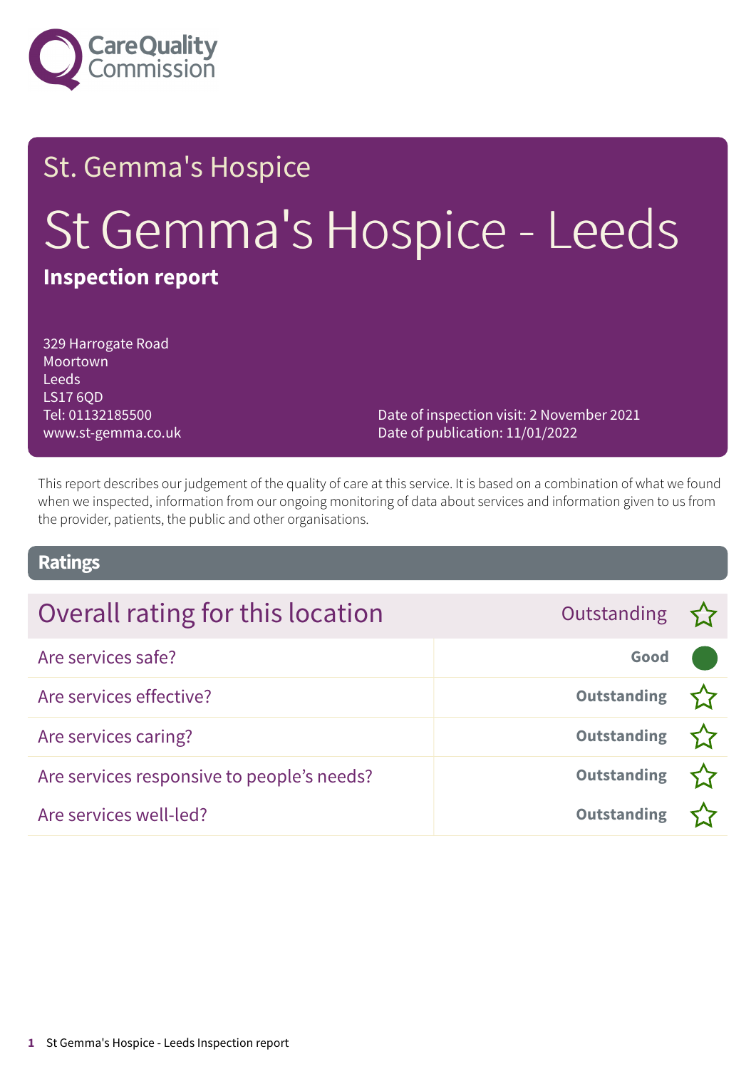Care Quality Commission

# St. Gemma's Hospice

# St Gemma's Hospice - Leeds

**Inspection report**

329 Harrogate Road
Moortown
Leeds
LS17 6QD
Tel: 01132185500
www.st-gemma.co.uk

Date of inspection visit: 2 November 2021
Date of publication: 11/01/2022

This report describes our judgement of the quality of care at this service. It is based on a combination of what we found when we inspected, information from our ongoing monitoring of data about services and information given to us from the provider, patients, the public and other organisations.

## Ratings

| Overall rating for this location | Outstanding ☆ |
| --- | --- |
| Are services safe? | **Good** |
| Are services effective? | **Outstanding** ☆ |
| Are services caring? | **Outstanding** ☆ |
| Are services responsive to people's needs? | **Outstanding** ☆ |
| Are services well-led? | **Outstanding** ☆ |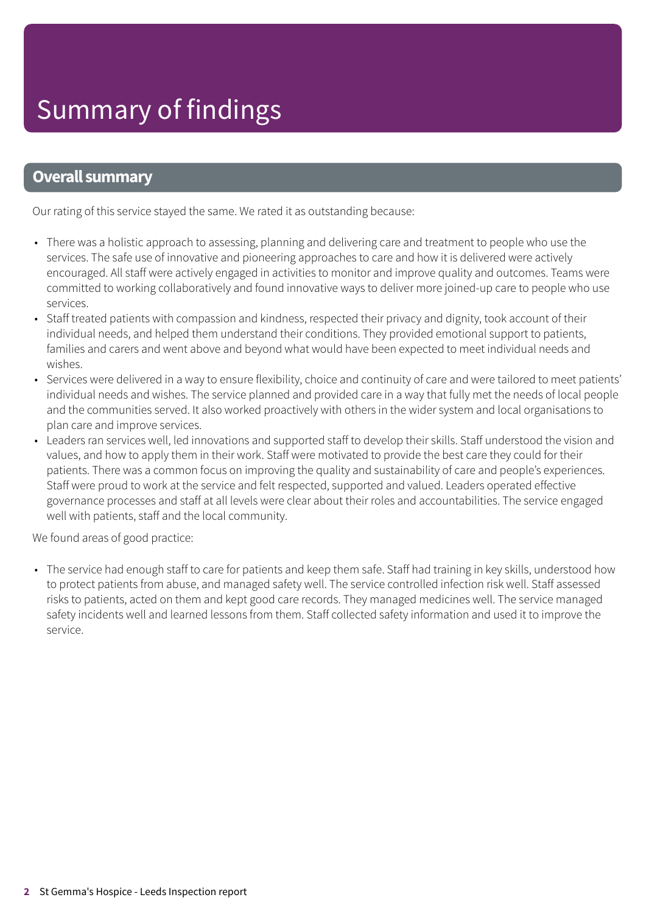# Summary of findings

## Overall summary

Our rating of this service stayed the same. We rated it as outstanding because:

- There was a holistic approach to assessing, planning and delivering care and treatment to people who use the services. The safe use of innovative and pioneering approaches to care and how it is delivered were actively encouraged. All staff were actively engaged in activities to monitor and improve quality and outcomes. Teams were committed to working collaboratively and found innovative ways to deliver more joined-up care to people who use services.
- Staff treated patients with compassion and kindness, respected their privacy and dignity, took account of their individual needs, and helped them understand their conditions. They provided emotional support to patients, families and carers and went above and beyond what would have been expected to meet individual needs and wishes.
- Services were delivered in a way to ensure flexibility, choice and continuity of care and were tailored to meet patients' individual needs and wishes. The service planned and provided care in a way that fully met the needs of local people and the communities served. It also worked proactively with others in the wider system and local organisations to plan care and improve services.
- Leaders ran services well, led innovations and supported staff to develop their skills. Staff understood the vision and values, and how to apply them in their work. Staff were motivated to provide the best care they could for their patients. There was a common focus on improving the quality and sustainability of care and people's experiences. Staff were proud to work at the service and felt respected, supported and valued. Leaders operated effective governance processes and staff at all levels were clear about their roles and accountabilities. The service engaged well with patients, staff and the local community.

We found areas of good practice:

- The service had enough staff to care for patients and keep them safe. Staff had training in key skills, understood how to protect patients from abuse, and managed safety well. The service controlled infection risk well. Staff assessed risks to patients, acted on them and kept good care records. They managed medicines well. The service managed safety incidents well and learned lessons from them. Staff collected safety information and used it to improve the service.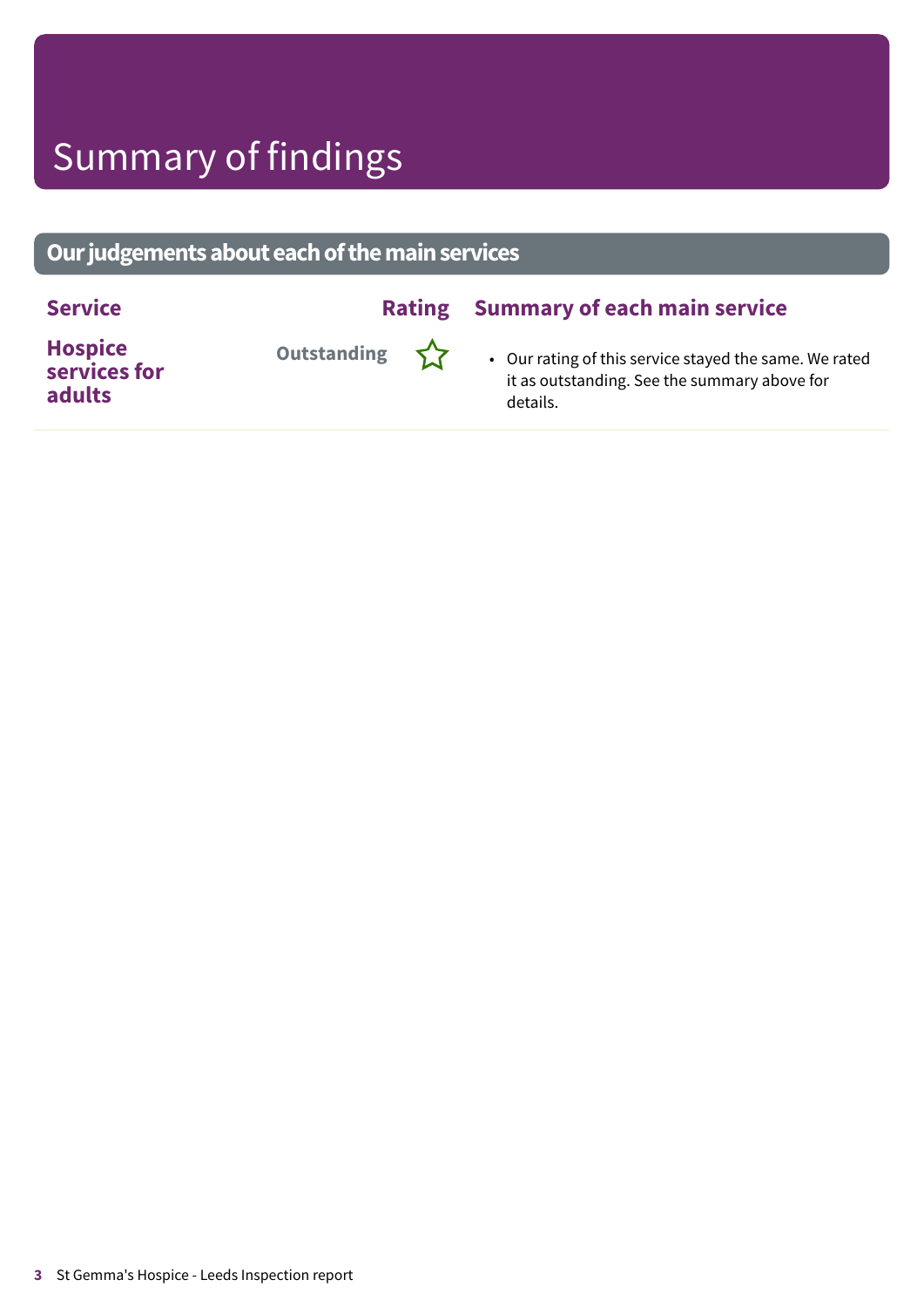# Summary of findings

## Our judgements about each of the main services

| Service | Rating | Summary of each main service |
| --- | --- | --- |
| **Hospice services for adults** | Outstanding ☆ | • Our rating of this service stayed the same. We rated it as outstanding. See the summary above for details. |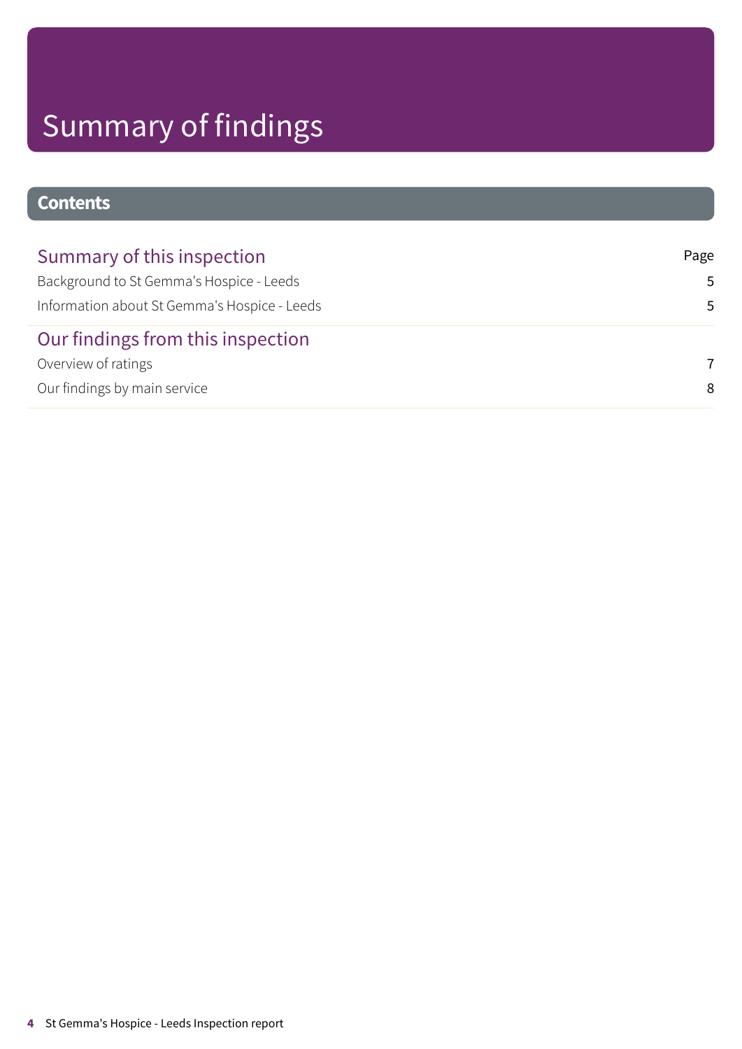# Summary of findings

## Contents

| Summary of this inspection | Page |
|---|---|
| Background to St Gemma's Hospice - Leeds | 5 |
| Information about St Gemma's Hospice - Leeds | 5 |
| **Our findings from this inspection** | |
| Overview of ratings | 7 |
| Our findings by main service | 8 |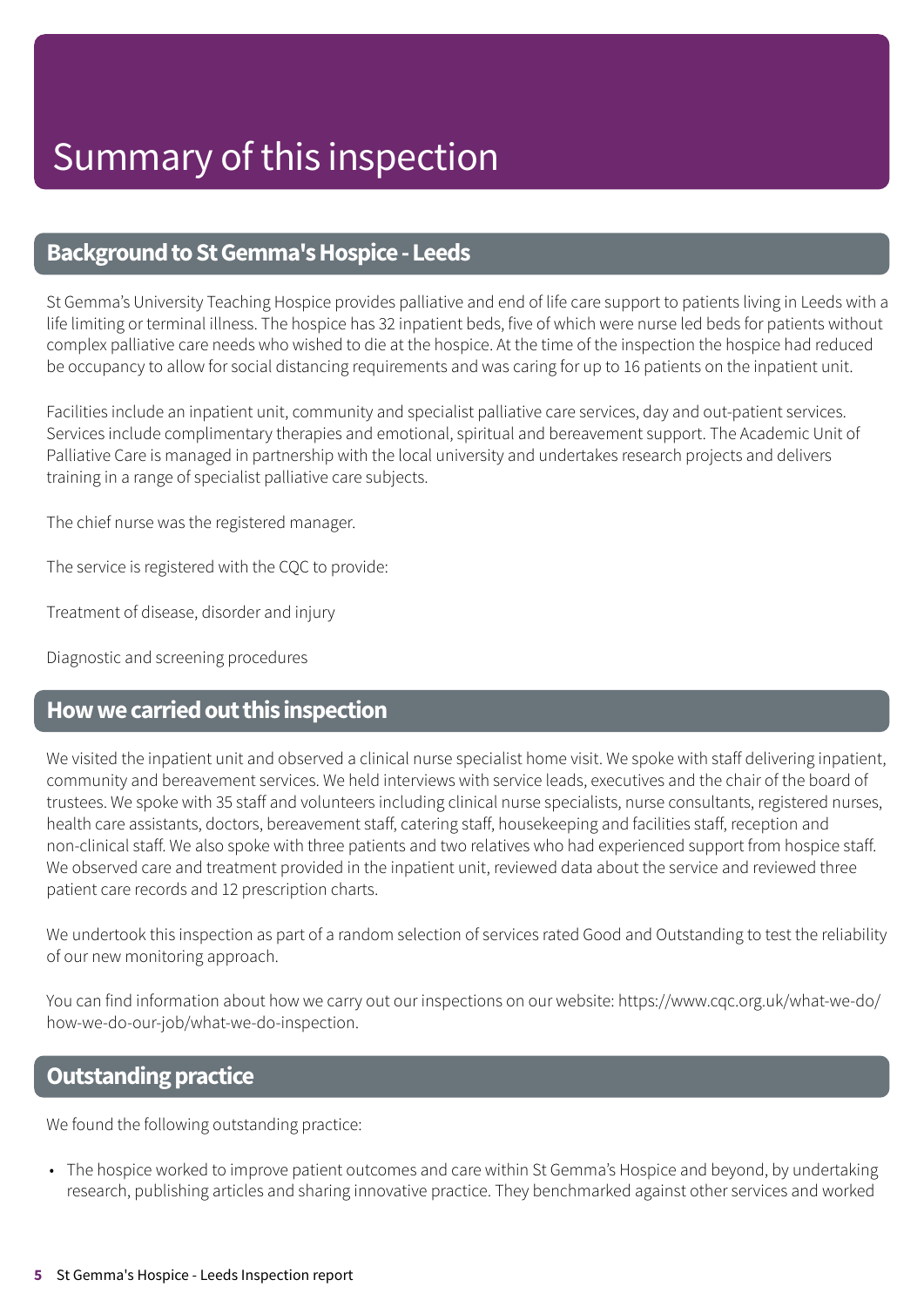# Summary of this inspection

## Background to St Gemma's Hospice - Leeds

St Gemma's University Teaching Hospice provides palliative and end of life care support to patients living in Leeds with a life limiting or terminal illness. The hospice has 32 inpatient beds, five of which were nurse led beds for patients without complex palliative care needs who wished to die at the hospice. At the time of the inspection the hospice had reduced be occupancy to allow for social distancing requirements and was caring for up to 16 patients on the inpatient unit.

Facilities include an inpatient unit, community and specialist palliative care services, day and out-patient services. Services include complimentary therapies and emotional, spiritual and bereavement support. The Academic Unit of Palliative Care is managed in partnership with the local university and undertakes research projects and delivers training in a range of specialist palliative care subjects.

The chief nurse was the registered manager.

The service is registered with the CQC to provide:

Treatment of disease, disorder and injury

Diagnostic and screening procedures

## How we carried out this inspection

We visited the inpatient unit and observed a clinical nurse specialist home visit. We spoke with staff delivering inpatient, community and bereavement services. We held interviews with service leads, executives and the chair of the board of trustees. We spoke with 35 staff and volunteers including clinical nurse specialists, nurse consultants, registered nurses, health care assistants, doctors, bereavement staff, catering staff, housekeeping and facilities staff, reception and non-clinical staff. We also spoke with three patients and two relatives who had experienced support from hospice staff. We observed care and treatment provided in the inpatient unit, reviewed data about the service and reviewed three patient care records and 12 prescription charts.

We undertook this inspection as part of a random selection of services rated Good and Outstanding to test the reliability of our new monitoring approach.

You can find information about how we carry out our inspections on our website: https://www.cqc.org.uk/what-we-do/how-we-do-our-job/what-we-do-inspection.

## Outstanding practice

We found the following outstanding practice:

- The hospice worked to improve patient outcomes and care within St Gemma's Hospice and beyond, by undertaking research, publishing articles and sharing innovative practice. They benchmarked against other services and worked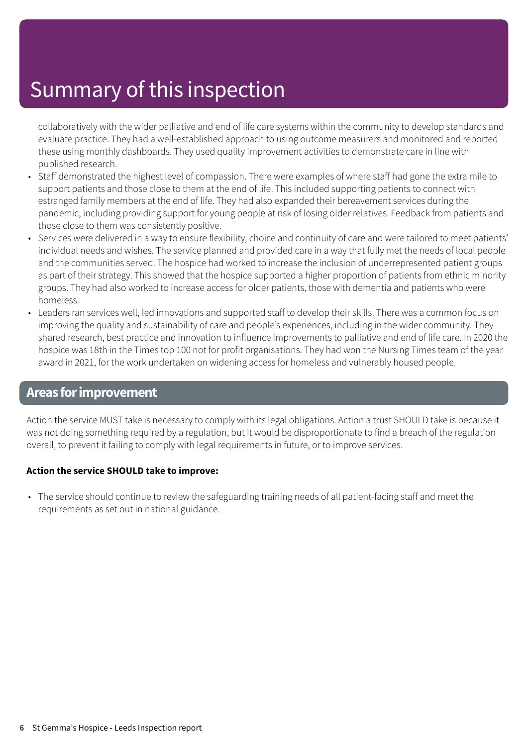# Summary of this inspection

collaboratively with the wider palliative and end of life care systems within the community to develop standards and evaluate practice. They had a well-established approach to using outcome measurers and monitored and reported these using monthly dashboards. They used quality improvement activities to demonstrate care in line with published research.

- Staff demonstrated the highest level of compassion. There were examples of where staff had gone the extra mile to support patients and those close to them at the end of life. This included supporting patients to connect with estranged family members at the end of life. They had also expanded their bereavement services during the pandemic, including providing support for young people at risk of losing older relatives. Feedback from patients and those close to them was consistently positive.
- Services were delivered in a way to ensure flexibility, choice and continuity of care and were tailored to meet patients' individual needs and wishes. The service planned and provided care in a way that fully met the needs of local people and the communities served. The hospice had worked to increase the inclusion of underrepresented patient groups as part of their strategy. This showed that the hospice supported a higher proportion of patients from ethnic minority groups. They had also worked to increase access for older patients, those with dementia and patients who were homeless.
- Leaders ran services well, led innovations and supported staff to develop their skills. There was a common focus on improving the quality and sustainability of care and people's experiences, including in the wider community. They shared research, best practice and innovation to influence improvements to palliative and end of life care. In 2020 the hospice was 18th in the Times top 100 not for profit organisations. They had won the Nursing Times team of the year award in 2021, for the work undertaken on widening access for homeless and vulnerably housed people.

## Areas for improvement

Action the service MUST take is necessary to comply with its legal obligations. Action a trust SHOULD take is because it was not doing something required by a regulation, but it would be disproportionate to find a breach of the regulation overall, to prevent it failing to comply with legal requirements in future, or to improve services.

**Action the service SHOULD take to improve:**

- The service should continue to review the safeguarding training needs of all patient-facing staff and meet the requirements as set out in national guidance.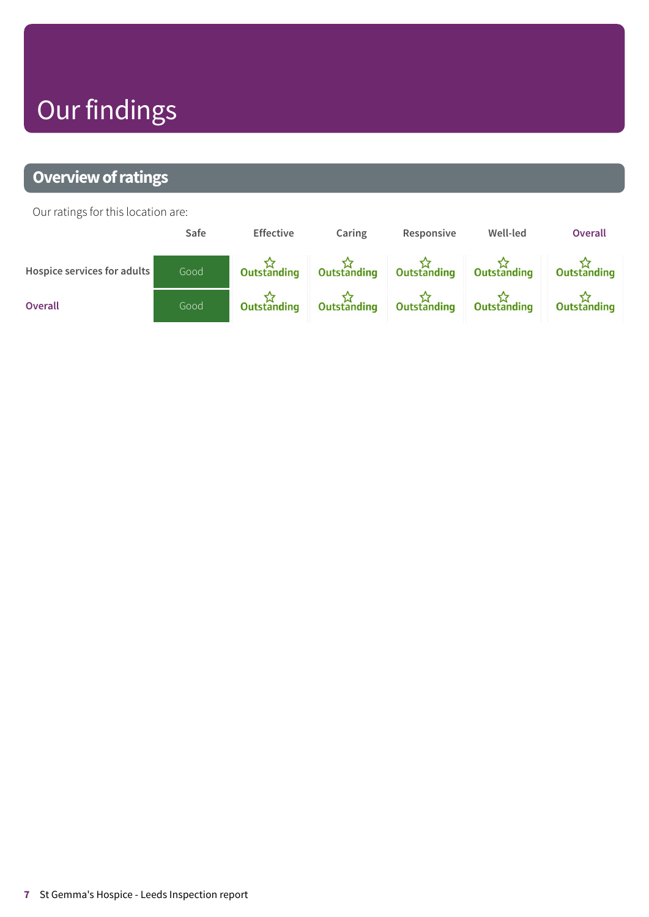# Our findings

## Overview of ratings

Our ratings for this location are:

| | Safe | Effective | Caring | Responsive | Well-led | Overall |
|---|---|---|---|---|---|---|
| Hospice services for adults | Good | ☆ Outstanding | ☆ Outstanding | ☆ Outstanding | ☆ Outstanding | ☆ Outstanding |
| Overall | Good | ☆ Outstanding | ☆ Outstanding | ☆ Outstanding | ☆ Outstanding | ☆ Outstanding |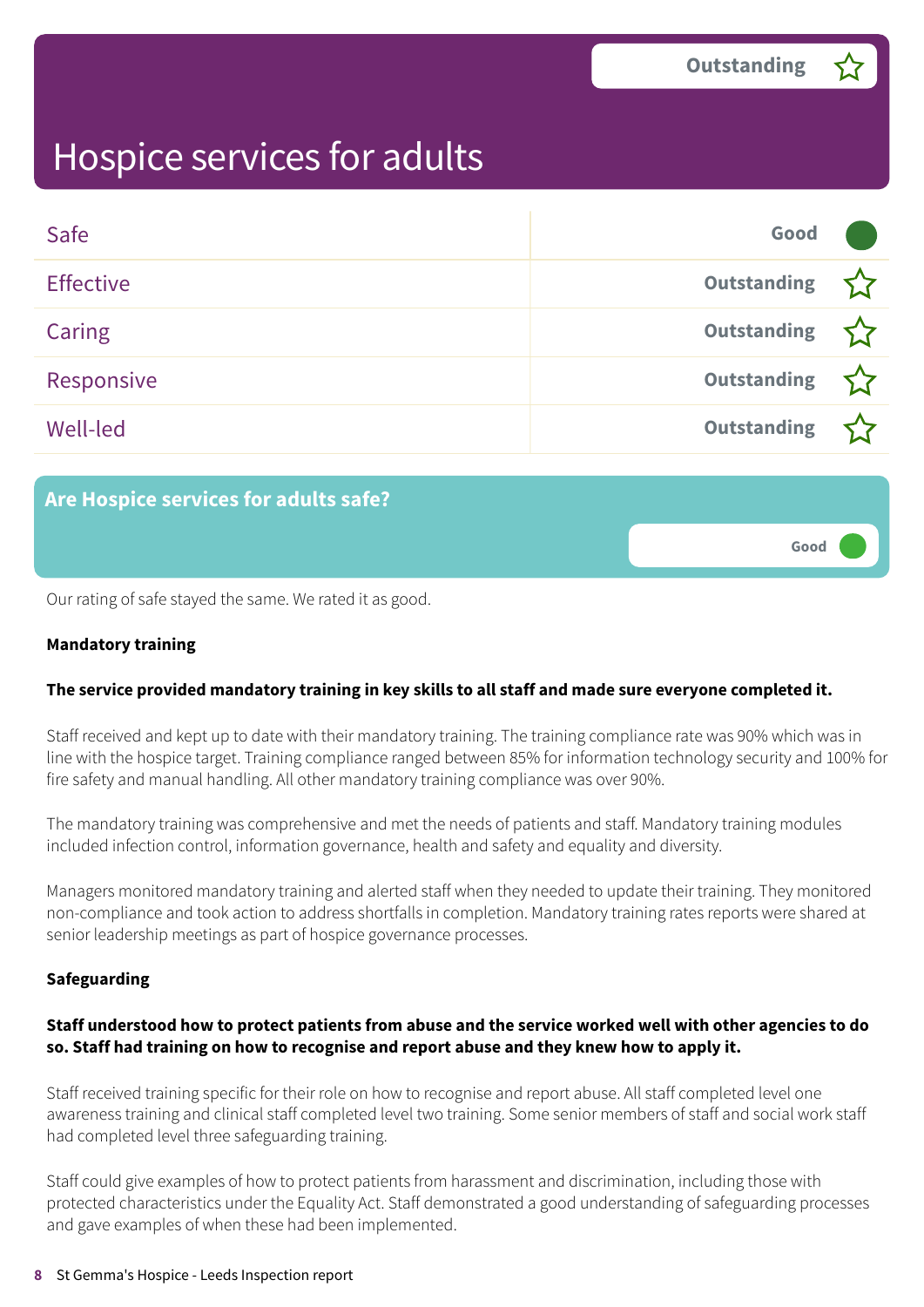# Hospice services for adults

**Outstanding**

| | |
|---|---|
| Safe | Good |
| Effective | Outstanding |
| Caring | Outstanding |
| Responsive | Outstanding |
| Well-led | Outstanding |

## Are Hospice services for adults safe?

**Good**

Our rating of safe stayed the same. We rated it as good.

**Mandatory training**

**The service provided mandatory training in key skills to all staff and made sure everyone completed it.**

Staff received and kept up to date with their mandatory training. The training compliance rate was 90% which was in line with the hospice target. Training compliance ranged between 85% for information technology security and 100% for fire safety and manual handling. All other mandatory training compliance was over 90%.

The mandatory training was comprehensive and met the needs of patients and staff. Mandatory training modules included infection control, information governance, health and safety and equality and diversity.

Managers monitored mandatory training and alerted staff when they needed to update their training. They monitored non-compliance and took action to address shortfalls in completion. Mandatory training rates reports were shared at senior leadership meetings as part of hospice governance processes.

**Safeguarding**

**Staff understood how to protect patients from abuse and the service worked well with other agencies to do so. Staff had training on how to recognise and report abuse and they knew how to apply it.**

Staff received training specific for their role on how to recognise and report abuse. All staff completed level one awareness training and clinical staff completed level two training. Some senior members of staff and social work staff had completed level three safeguarding training.

Staff could give examples of how to protect patients from harassment and discrimination, including those with protected characteristics under the Equality Act. Staff demonstrated a good understanding of safeguarding processes and gave examples of when these had been implemented.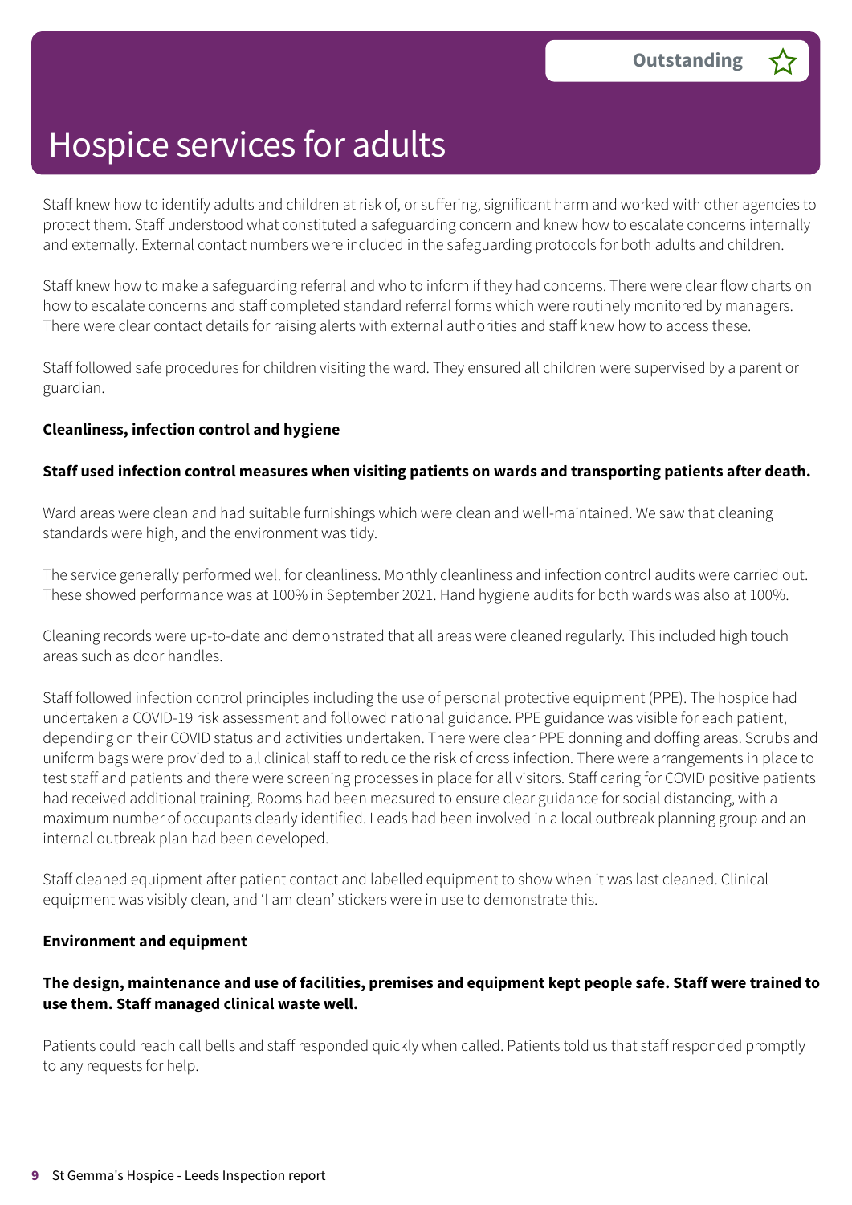# Hospice services for adults

**Outstanding**

Staff knew how to identify adults and children at risk of, or suffering, significant harm and worked with other agencies to protect them. Staff understood what constituted a safeguarding concern and knew how to escalate concerns internally and externally. External contact numbers were included in the safeguarding protocols for both adults and children.

Staff knew how to make a safeguarding referral and who to inform if they had concerns. There were clear flow charts on how to escalate concerns and staff completed standard referral forms which were routinely monitored by managers. There were clear contact details for raising alerts with external authorities and staff knew how to access these.

Staff followed safe procedures for children visiting the ward. They ensured all children were supervised by a parent or guardian.

**Cleanliness, infection control and hygiene**

**Staff used infection control measures when visiting patients on wards and transporting patients after death.**

Ward areas were clean and had suitable furnishings which were clean and well-maintained. We saw that cleaning standards were high, and the environment was tidy.

The service generally performed well for cleanliness. Monthly cleanliness and infection control audits were carried out. These showed performance was at 100% in September 2021. Hand hygiene audits for both wards was also at 100%.

Cleaning records were up-to-date and demonstrated that all areas were cleaned regularly. This included high touch areas such as door handles.

Staff followed infection control principles including the use of personal protective equipment (PPE). The hospice had undertaken a COVID-19 risk assessment and followed national guidance. PPE guidance was visible for each patient, depending on their COVID status and activities undertaken. There were clear PPE donning and doffing areas. Scrubs and uniform bags were provided to all clinical staff to reduce the risk of cross infection. There were arrangements in place to test staff and patients and there were screening processes in place for all visitors. Staff caring for COVID positive patients had received additional training. Rooms had been measured to ensure clear guidance for social distancing, with a maximum number of occupants clearly identified. Leads had been involved in a local outbreak planning group and an internal outbreak plan had been developed.

Staff cleaned equipment after patient contact and labelled equipment to show when it was last cleaned. Clinical equipment was visibly clean, and 'I am clean' stickers were in use to demonstrate this.

**Environment and equipment**

**The design, maintenance and use of facilities, premises and equipment kept people safe. Staff were trained to use them. Staff managed clinical waste well.**

Patients could reach call bells and staff responded quickly when called. Patients told us that staff responded promptly to any requests for help.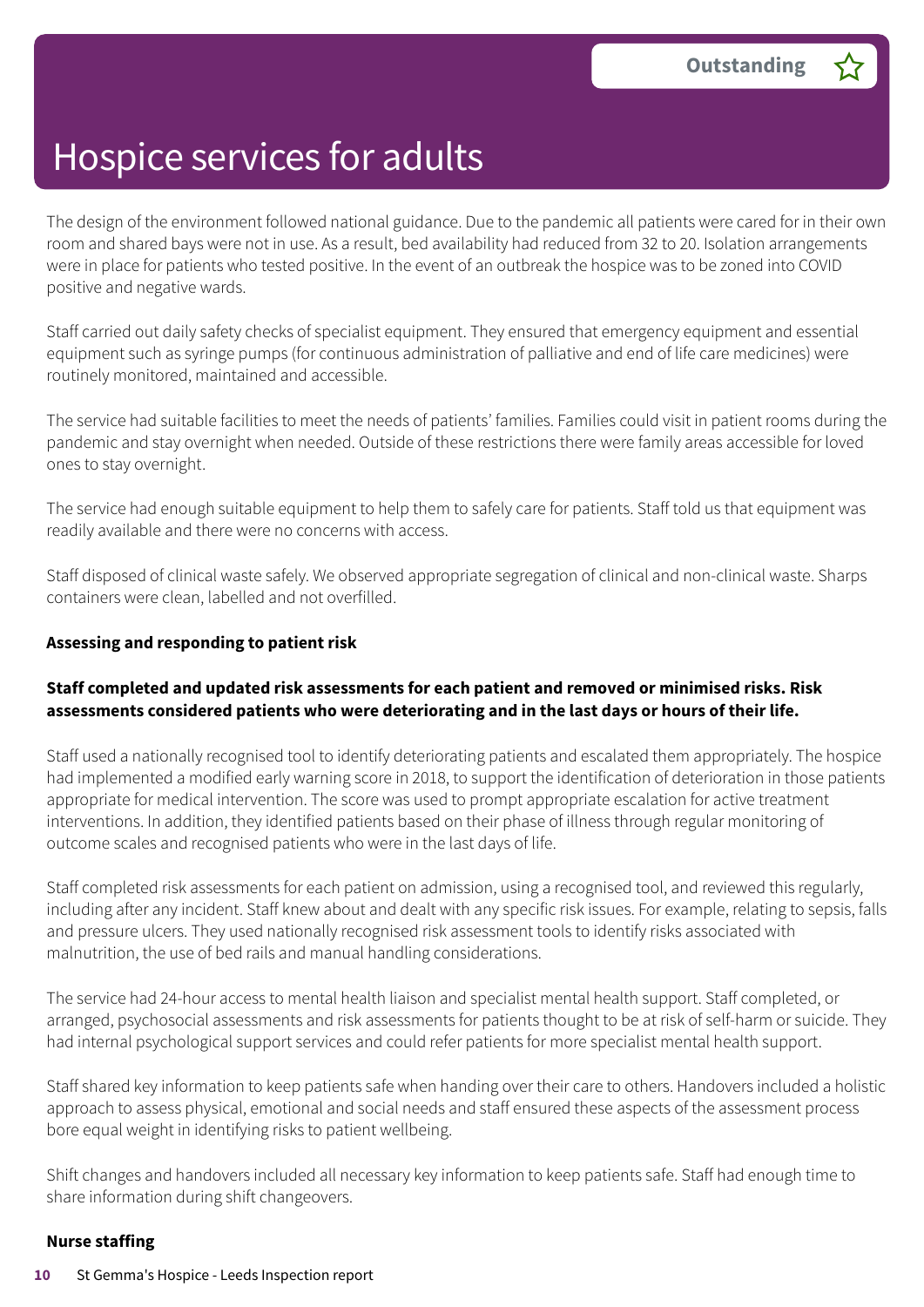# Hospice services for adults

**Outstanding**

The design of the environment followed national guidance. Due to the pandemic all patients were cared for in their own room and shared bays were not in use. As a result, bed availability had reduced from 32 to 20. Isolation arrangements were in place for patients who tested positive. In the event of an outbreak the hospice was to be zoned into COVID positive and negative wards.

Staff carried out daily safety checks of specialist equipment. They ensured that emergency equipment and essential equipment such as syringe pumps (for continuous administration of palliative and end of life care medicines) were routinely monitored, maintained and accessible.

The service had suitable facilities to meet the needs of patients' families. Families could visit in patient rooms during the pandemic and stay overnight when needed. Outside of these restrictions there were family areas accessible for loved ones to stay overnight.

The service had enough suitable equipment to help them to safely care for patients. Staff told us that equipment was readily available and there were no concerns with access.

Staff disposed of clinical waste safely. We observed appropriate segregation of clinical and non-clinical waste. Sharps containers were clean, labelled and not overfilled.

**Assessing and responding to patient risk**

**Staff completed and updated risk assessments for each patient and removed or minimised risks. Risk assessments considered patients who were deteriorating and in the last days or hours of their life.**

Staff used a nationally recognised tool to identify deteriorating patients and escalated them appropriately. The hospice had implemented a modified early warning score in 2018, to support the identification of deterioration in those patients appropriate for medical intervention. The score was used to prompt appropriate escalation for active treatment interventions. In addition, they identified patients based on their phase of illness through regular monitoring of outcome scales and recognised patients who were in the last days of life.

Staff completed risk assessments for each patient on admission, using a recognised tool, and reviewed this regularly, including after any incident. Staff knew about and dealt with any specific risk issues. For example, relating to sepsis, falls and pressure ulcers. They used nationally recognised risk assessment tools to identify risks associated with malnutrition, the use of bed rails and manual handling considerations.

The service had 24-hour access to mental health liaison and specialist mental health support. Staff completed, or arranged, psychosocial assessments and risk assessments for patients thought to be at risk of self-harm or suicide. They had internal psychological support services and could refer patients for more specialist mental health support.

Staff shared key information to keep patients safe when handing over their care to others. Handovers included a holistic approach to assess physical, emotional and social needs and staff ensured these aspects of the assessment process bore equal weight in identifying risks to patient wellbeing.

Shift changes and handovers included all necessary key information to keep patients safe. Staff had enough time to share information during shift changeovers.

**Nurse staffing**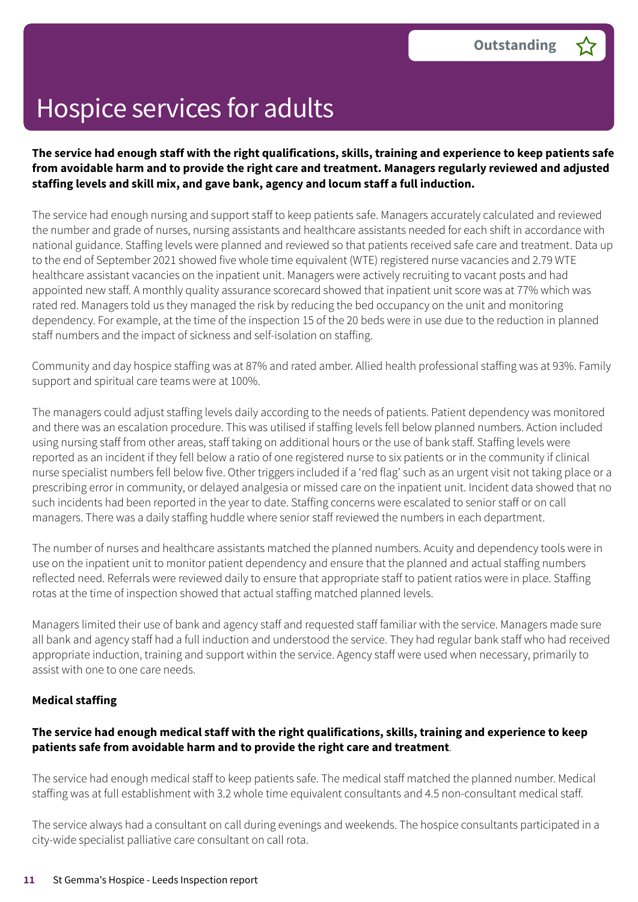# Hospice services for adults

Outstanding ☆

**The service had enough staff with the right qualifications, skills, training and experience to keep patients safe from avoidable harm and to provide the right care and treatment. Managers regularly reviewed and adjusted staffing levels and skill mix, and gave bank, agency and locum staff a full induction.**

The service had enough nursing and support staff to keep patients safe. Managers accurately calculated and reviewed the number and grade of nurses, nursing assistants and healthcare assistants needed for each shift in accordance with national guidance. Staffing levels were planned and reviewed so that patients received safe care and treatment. Data up to the end of September 2021 showed five whole time equivalent (WTE) registered nurse vacancies and 2.79 WTE healthcare assistant vacancies on the inpatient unit. Managers were actively recruiting to vacant posts and had appointed new staff. A monthly quality assurance scorecard showed that inpatient unit score was at 77% which was rated red. Managers told us they managed the risk by reducing the bed occupancy on the unit and monitoring dependency. For example, at the time of the inspection 15 of the 20 beds were in use due to the reduction in planned staff numbers and the impact of sickness and self-isolation on staffing.

Community and day hospice staffing was at 87% and rated amber. Allied health professional staffing was at 93%. Family support and spiritual care teams were at 100%.

The managers could adjust staffing levels daily according to the needs of patients. Patient dependency was monitored and there was an escalation procedure. This was utilised if staffing levels fell below planned numbers. Action included using nursing staff from other areas, staff taking on additional hours or the use of bank staff. Staffing levels were reported as an incident if they fell below a ratio of one registered nurse to six patients or in the community if clinical nurse specialist numbers fell below five. Other triggers included if a 'red flag' such as an urgent visit not taking place or a prescribing error in community, or delayed analgesia or missed care on the inpatient unit. Incident data showed that no such incidents had been reported in the year to date. Staffing concerns were escalated to senior staff or on call managers. There was a daily staffing huddle where senior staff reviewed the numbers in each department.

The number of nurses and healthcare assistants matched the planned numbers. Acuity and dependency tools were in use on the inpatient unit to monitor patient dependency and ensure that the planned and actual staffing numbers reflected need. Referrals were reviewed daily to ensure that appropriate staff to patient ratios were in place. Staffing rotas at the time of inspection showed that actual staffing matched planned levels.

Managers limited their use of bank and agency staff and requested staff familiar with the service. Managers made sure all bank and agency staff had a full induction and understood the service. They had regular bank staff who had received appropriate induction, training and support within the service. Agency staff were used when necessary, primarily to assist with one to one care needs.

**Medical staffing**

**The service had enough medical staff with the right qualifications, skills, training and experience to keep patients safe from avoidable harm and to provide the right care and treatment**.

The service had enough medical staff to keep patients safe. The medical staff matched the planned number. Medical staffing was at full establishment with 3.2 whole time equivalent consultants and 4.5 non-consultant medical staff.

The service always had a consultant on call during evenings and weekends. The hospice consultants participated in a city-wide specialist palliative care consultant on call rota.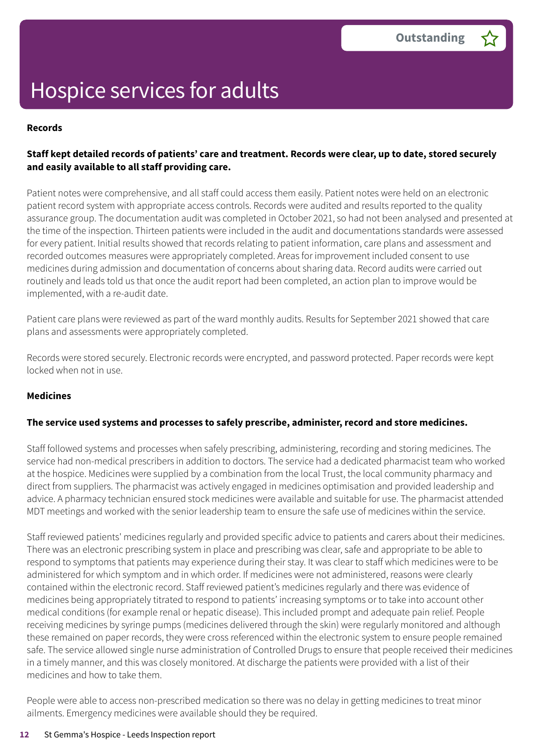# Hospice services for adults

**Outstanding** ☆

### Records

**Staff kept detailed records of patients' care and treatment. Records were clear, up to date, stored securely and easily available to all staff providing care.**

Patient notes were comprehensive, and all staff could access them easily. Patient notes were held on an electronic patient record system with appropriate access controls. Records were audited and results reported to the quality assurance group. The documentation audit was completed in October 2021, so had not been analysed and presented at the time of the inspection. Thirteen patients were included in the audit and documentations standards were assessed for every patient. Initial results showed that records relating to patient information, care plans and assessment and recorded outcomes measures were appropriately completed. Areas for improvement included consent to use medicines during admission and documentation of concerns about sharing data. Record audits were carried out routinely and leads told us that once the audit report had been completed, an action plan to improve would be implemented, with a re-audit date.

Patient care plans were reviewed as part of the ward monthly audits. Results for September 2021 showed that care plans and assessments were appropriately completed.

Records were stored securely. Electronic records were encrypted, and password protected. Paper records were kept locked when not in use.

### Medicines

**The service used systems and processes to safely prescribe, administer, record and store medicines.**

Staff followed systems and processes when safely prescribing, administering, recording and storing medicines. The service had non-medical prescribers in addition to doctors. The service had a dedicated pharmacist team who worked at the hospice. Medicines were supplied by a combination from the local Trust, the local community pharmacy and direct from suppliers. The pharmacist was actively engaged in medicines optimisation and provided leadership and advice. A pharmacy technician ensured stock medicines were available and suitable for use. The pharmacist attended MDT meetings and worked with the senior leadership team to ensure the safe use of medicines within the service.

Staff reviewed patients' medicines regularly and provided specific advice to patients and carers about their medicines. There was an electronic prescribing system in place and prescribing was clear, safe and appropriate to be able to respond to symptoms that patients may experience during their stay. It was clear to staff which medicines were to be administered for which symptom and in which order. If medicines were not administered, reasons were clearly contained within the electronic record. Staff reviewed patient's medicines regularly and there was evidence of medicines being appropriately titrated to respond to patients' increasing symptoms or to take into account other medical conditions (for example renal or hepatic disease). This included prompt and adequate pain relief. People receiving medicines by syringe pumps (medicines delivered through the skin) were regularly monitored and although these remained on paper records, they were cross referenced within the electronic system to ensure people remained safe. The service allowed single nurse administration of Controlled Drugs to ensure that people received their medicines in a timely manner, and this was closely monitored. At discharge the patients were provided with a list of their medicines and how to take them.

People were able to access non-prescribed medication so there was no delay in getting medicines to treat minor ailments. Emergency medicines were available should they be required.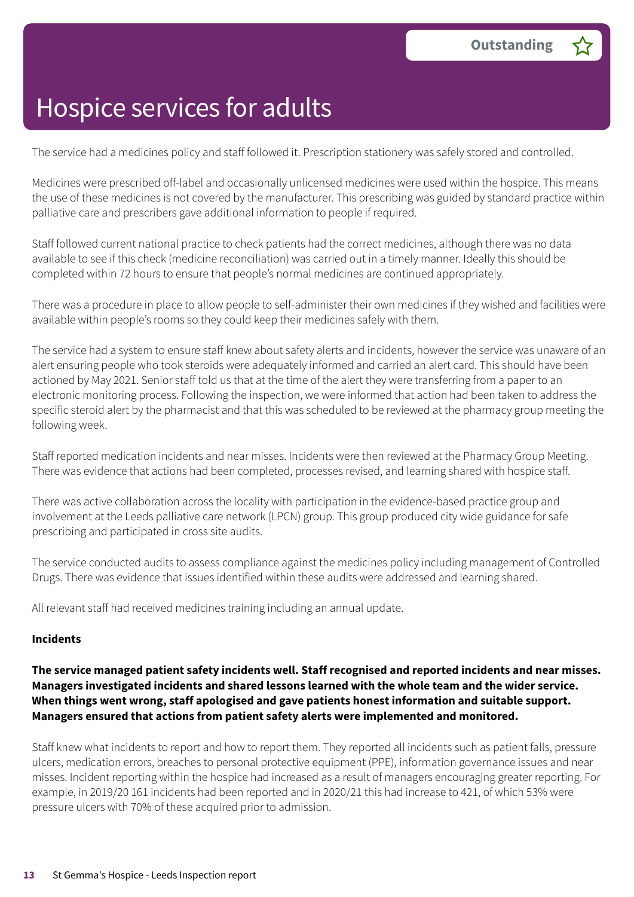# Hospice services for adults

**Outstanding**

The service had a medicines policy and staff followed it. Prescription stationery was safely stored and controlled.

Medicines were prescribed off-label and occasionally unlicensed medicines were used within the hospice. This means the use of these medicines is not covered by the manufacturer. This prescribing was guided by standard practice within palliative care and prescribers gave additional information to people if required.

Staff followed current national practice to check patients had the correct medicines, although there was no data available to see if this check (medicine reconciliation) was carried out in a timely manner. Ideally this should be completed within 72 hours to ensure that people's normal medicines are continued appropriately.

There was a procedure in place to allow people to self-administer their own medicines if they wished and facilities were available within people's rooms so they could keep their medicines safely with them.

The service had a system to ensure staff knew about safety alerts and incidents, however the service was unaware of an alert ensuring people who took steroids were adequately informed and carried an alert card. This should have been actioned by May 2021. Senior staff told us that at the time of the alert they were transferring from a paper to an electronic monitoring process. Following the inspection, we were informed that action had been taken to address the specific steroid alert by the pharmacist and that this was scheduled to be reviewed at the pharmacy group meeting the following week.

Staff reported medication incidents and near misses. Incidents were then reviewed at the Pharmacy Group Meeting. There was evidence that actions had been completed, processes revised, and learning shared with hospice staff.

There was active collaboration across the locality with participation in the evidence-based practice group and involvement at the Leeds palliative care network (LPCN) group. This group produced city wide guidance for safe prescribing and participated in cross site audits.

The service conducted audits to assess compliance against the medicines policy including management of Controlled Drugs. There was evidence that issues identified within these audits were addressed and learning shared.

All relevant staff had received medicines training including an annual update.

**Incidents**

**The service managed patient safety incidents well. Staff recognised and reported incidents and near misses. Managers investigated incidents and shared lessons learned with the whole team and the wider service. When things went wrong, staff apologised and gave patients honest information and suitable support. Managers ensured that actions from patient safety alerts were implemented and monitored.**

Staff knew what incidents to report and how to report them. They reported all incidents such as patient falls, pressure ulcers, medication errors, breaches to personal protective equipment (PPE), information governance issues and near misses. Incident reporting within the hospice had increased as a result of managers encouraging greater reporting. For example, in 2019/20 161 incidents had been reported and in 2020/21 this had increase to 421, of which 53% were pressure ulcers with 70% of these acquired prior to admission.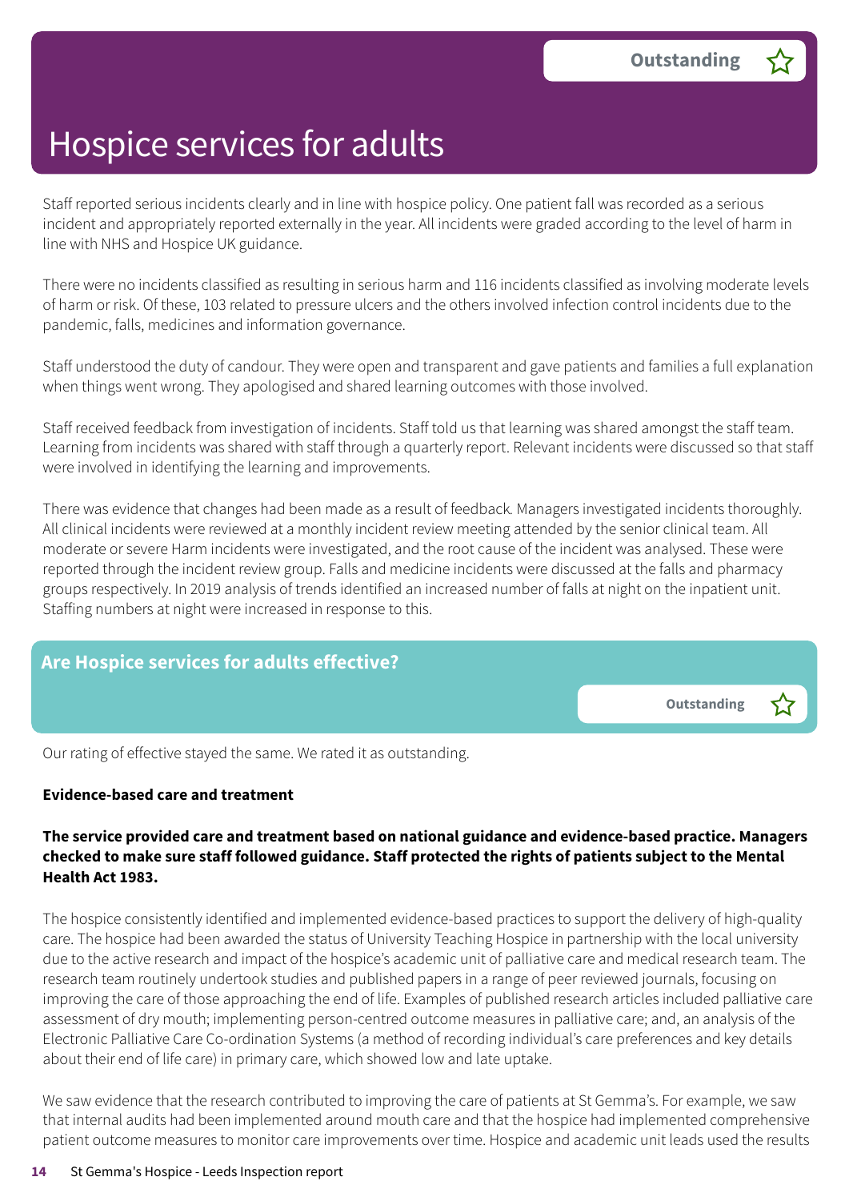Outstanding

# Hospice services for adults

Staff reported serious incidents clearly and in line with hospice policy. One patient fall was recorded as a serious incident and appropriately reported externally in the year. All incidents were graded according to the level of harm in line with NHS and Hospice UK guidance.

There were no incidents classified as resulting in serious harm and 116 incidents classified as involving moderate levels of harm or risk. Of these, 103 related to pressure ulcers and the others involved infection control incidents due to the pandemic, falls, medicines and information governance.

Staff understood the duty of candour. They were open and transparent and gave patients and families a full explanation when things went wrong. They apologised and shared learning outcomes with those involved.

Staff received feedback from investigation of incidents. Staff told us that learning was shared amongst the staff team. Learning from incidents was shared with staff through a quarterly report. Relevant incidents were discussed so that staff were involved in identifying the learning and improvements.

There was evidence that changes had been made as a result of feedback. Managers investigated incidents thoroughly. All clinical incidents were reviewed at a monthly incident review meeting attended by the senior clinical team. All moderate or severe Harm incidents were investigated, and the root cause of the incident was analysed. These were reported through the incident review group. Falls and medicine incidents were discussed at the falls and pharmacy groups respectively. In 2019 analysis of trends identified an increased number of falls at night on the inpatient unit. Staffing numbers at night were increased in response to this.

## Are Hospice services for adults effective?

Outstanding

Our rating of effective stayed the same. We rated it as outstanding.

**Evidence-based care and treatment**

**The service provided care and treatment based on national guidance and evidence-based practice. Managers checked to make sure staff followed guidance. Staff protected the rights of patients subject to the Mental Health Act 1983.**

The hospice consistently identified and implemented evidence-based practices to support the delivery of high-quality care. The hospice had been awarded the status of University Teaching Hospice in partnership with the local university due to the active research and impact of the hospice's academic unit of palliative care and medical research team. The research team routinely undertook studies and published papers in a range of peer reviewed journals, focusing on improving the care of those approaching the end of life. Examples of published research articles included palliative care assessment of dry mouth; implementing person-centred outcome measures in palliative care; and, an analysis of the Electronic Palliative Care Co-ordination Systems (a method of recording individual's care preferences and key details about their end of life care) in primary care, which showed low and late uptake.

We saw evidence that the research contributed to improving the care of patients at St Gemma's. For example, we saw that internal audits had been implemented around mouth care and that the hospice had implemented comprehensive patient outcome measures to monitor care improvements over time. Hospice and academic unit leads used the results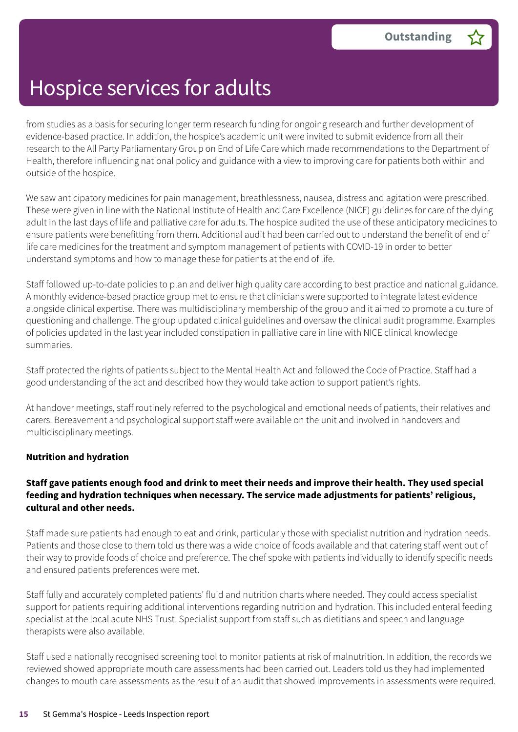from studies as a basis for securing longer term research funding for ongoing research and further development of evidence-based practice. In addition, the hospice's academic unit were invited to submit evidence from all their research to the All Party Parliamentary Group on End of Life Care which made recommendations to the Department of Health, therefore influencing national policy and guidance with a view to improving care for patients both within and outside of the hospice.

We saw anticipatory medicines for pain management, breathlessness, nausea, distress and agitation were prescribed. These were given in line with the National Institute of Health and Care Excellence (NICE) guidelines for care of the dying adult in the last days of life and palliative care for adults. The hospice audited the use of these anticipatory medicines to ensure patients were benefitting from them. Additional audit had been carried out to understand the benefit of end of life care medicines for the treatment and symptom management of patients with COVID-19 in order to better understand symptoms and how to manage these for patients at the end of life.

Staff followed up-to-date policies to plan and deliver high quality care according to best practice and national guidance. A monthly evidence-based practice group met to ensure that clinicians were supported to integrate latest evidence alongside clinical expertise. There was multidisciplinary membership of the group and it aimed to promote a culture of questioning and challenge. The group updated clinical guidelines and oversaw the clinical audit programme. Examples of policies updated in the last year included constipation in palliative care in line with NICE clinical knowledge summaries.

Staff protected the rights of patients subject to the Mental Health Act and followed the Code of Practice. Staff had a good understanding of the act and described how they would take action to support patient's rights.

At handover meetings, staff routinely referred to the psychological and emotional needs of patients, their relatives and carers. Bereavement and psychological support staff were available on the unit and involved in handovers and multidisciplinary meetings.

**Nutrition and hydration**

**Staff gave patients enough food and drink to meet their needs and improve their health. They used special feeding and hydration techniques when necessary. The service made adjustments for patients' religious, cultural and other needs.**

Staff made sure patients had enough to eat and drink, particularly those with specialist nutrition and hydration needs. Patients and those close to them told us there was a wide choice of foods available and that catering staff went out of their way to provide foods of choice and preference. The chef spoke with patients individually to identify specific needs and ensured patients preferences were met.

Staff fully and accurately completed patients' fluid and nutrition charts where needed. They could access specialist support for patients requiring additional interventions regarding nutrition and hydration. This included enteral feeding specialist at the local acute NHS Trust. Specialist support from staff such as dietitians and speech and language therapists were also available.

Staff used a nationally recognised screening tool to monitor patients at risk of malnutrition. In addition, the records we reviewed showed appropriate mouth care assessments had been carried out. Leaders told us they had implemented changes to mouth care assessments as the result of an audit that showed improvements in assessments were required.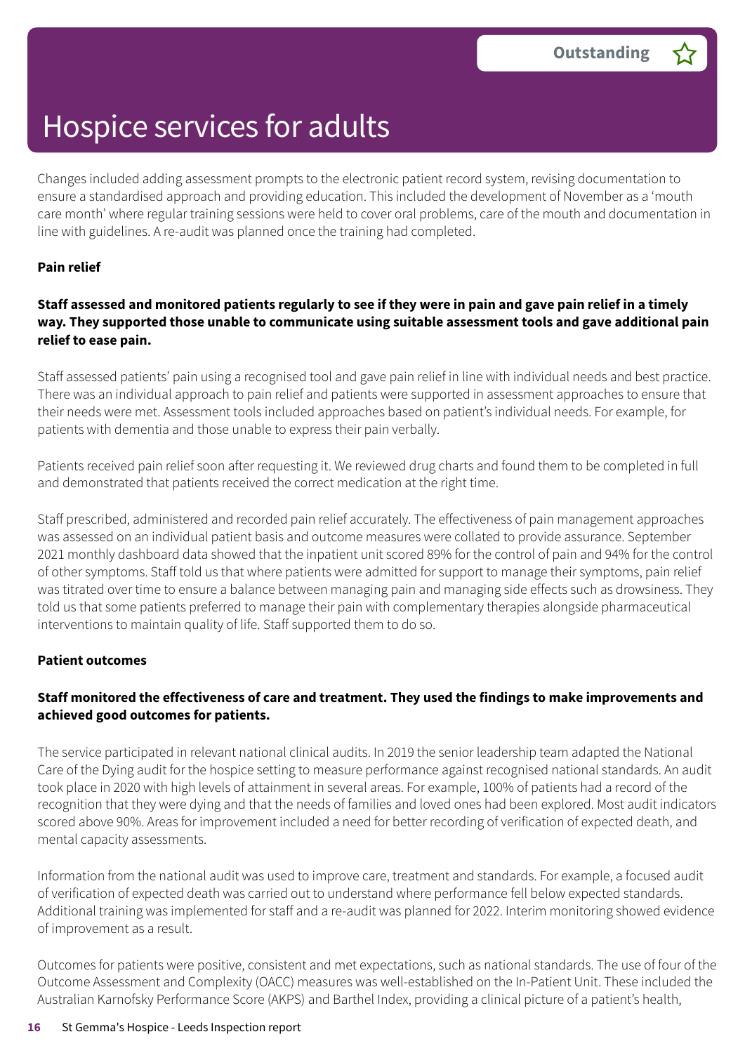# Hospice services for adults

**Outstanding**

Changes included adding assessment prompts to the electronic patient record system, revising documentation to ensure a standardised approach and providing education. This included the development of November as a 'mouth care month' where regular training sessions were held to cover oral problems, care of the mouth and documentation in line with guidelines. A re-audit was planned once the training had completed.

**Pain relief**

**Staff assessed and monitored patients regularly to see if they were in pain and gave pain relief in a timely way. They supported those unable to communicate using suitable assessment tools and gave additional pain relief to ease pain.**

Staff assessed patients' pain using a recognised tool and gave pain relief in line with individual needs and best practice. There was an individual approach to pain relief and patients were supported in assessment approaches to ensure that their needs were met. Assessment tools included approaches based on patient's individual needs. For example, for patients with dementia and those unable to express their pain verbally.

Patients received pain relief soon after requesting it. We reviewed drug charts and found them to be completed in full and demonstrated that patients received the correct medication at the right time.

Staff prescribed, administered and recorded pain relief accurately. The effectiveness of pain management approaches was assessed on an individual patient basis and outcome measures were collated to provide assurance. September 2021 monthly dashboard data showed that the inpatient unit scored 89% for the control of pain and 94% for the control of other symptoms. Staff told us that where patients were admitted for support to manage their symptoms, pain relief was titrated over time to ensure a balance between managing pain and managing side effects such as drowsiness. They told us that some patients preferred to manage their pain with complementary therapies alongside pharmaceutical interventions to maintain quality of life. Staff supported them to do so.

**Patient outcomes**

**Staff monitored the effectiveness of care and treatment. They used the findings to make improvements and achieved good outcomes for patients.**

The service participated in relevant national clinical audits. In 2019 the senior leadership team adapted the National Care of the Dying audit for the hospice setting to measure performance against recognised national standards. An audit took place in 2020 with high levels of attainment in several areas. For example, 100% of patients had a record of the recognition that they were dying and that the needs of families and loved ones had been explored. Most audit indicators scored above 90%. Areas for improvement included a need for better recording of verification of expected death, and mental capacity assessments.

Information from the national audit was used to improve care, treatment and standards. For example, a focused audit of verification of expected death was carried out to understand where performance fell below expected standards. Additional training was implemented for staff and a re-audit was planned for 2022. Interim monitoring showed evidence of improvement as a result.

Outcomes for patients were positive, consistent and met expectations, such as national standards. The use of four of the Outcome Assessment and Complexity (OACC) measures was well-established on the In-Patient Unit. These included the Australian Karnofsky Performance Score (AKPS) and Barthel Index, providing a clinical picture of a patient's health,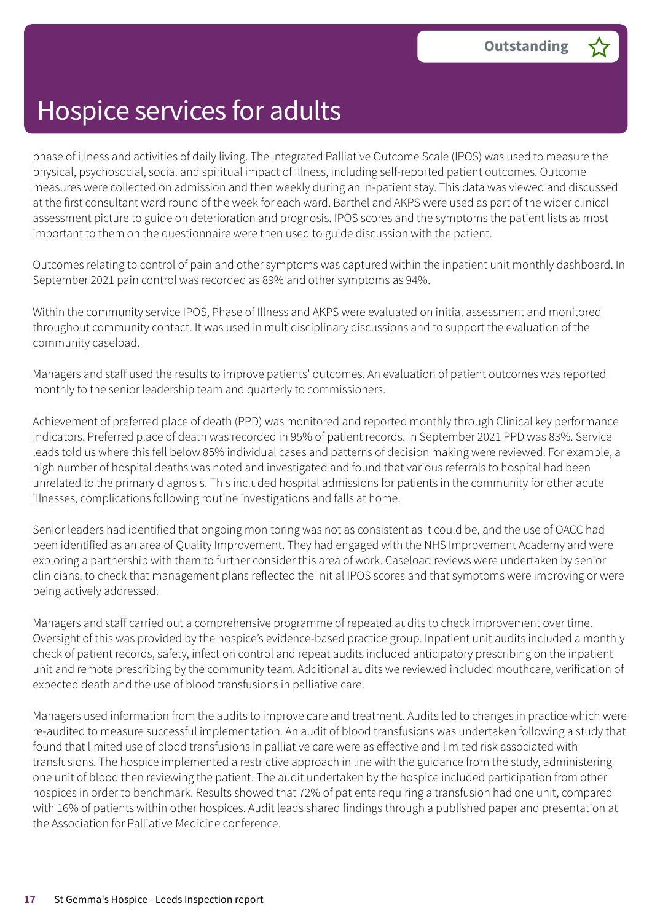# Hospice services for adults

**Outstanding** ☆

phase of illness and activities of daily living. The Integrated Palliative Outcome Scale (IPOS) was used to measure the physical, psychosocial, social and spiritual impact of illness, including self-reported patient outcomes. Outcome measures were collected on admission and then weekly during an in-patient stay. This data was viewed and discussed at the first consultant ward round of the week for each ward. Barthel and AKPS were used as part of the wider clinical assessment picture to guide on deterioration and prognosis. IPOS scores and the symptoms the patient lists as most important to them on the questionnaire were then used to guide discussion with the patient.

Outcomes relating to control of pain and other symptoms was captured within the inpatient unit monthly dashboard. In September 2021 pain control was recorded as 89% and other symptoms as 94%.

Within the community service IPOS, Phase of Illness and AKPS were evaluated on initial assessment and monitored throughout community contact. It was used in multidisciplinary discussions and to support the evaluation of the community caseload.

Managers and staff used the results to improve patients' outcomes. An evaluation of patient outcomes was reported monthly to the senior leadership team and quarterly to commissioners.

Achievement of preferred place of death (PPD) was monitored and reported monthly through Clinical key performance indicators. Preferred place of death was recorded in 95% of patient records. In September 2021 PPD was 83%. Service leads told us where this fell below 85% individual cases and patterns of decision making were reviewed. For example, a high number of hospital deaths was noted and investigated and found that various referrals to hospital had been unrelated to the primary diagnosis. This included hospital admissions for patients in the community for other acute illnesses, complications following routine investigations and falls at home.

Senior leaders had identified that ongoing monitoring was not as consistent as it could be, and the use of OACC had been identified as an area of Quality Improvement. They had engaged with the NHS Improvement Academy and were exploring a partnership with them to further consider this area of work. Caseload reviews were undertaken by senior clinicians, to check that management plans reflected the initial IPOS scores and that symptoms were improving or were being actively addressed.

Managers and staff carried out a comprehensive programme of repeated audits to check improvement over time. Oversight of this was provided by the hospice's evidence-based practice group. Inpatient unit audits included a monthly check of patient records, safety, infection control and repeat audits included anticipatory prescribing on the inpatient unit and remote prescribing by the community team. Additional audits we reviewed included mouthcare, verification of expected death and the use of blood transfusions in palliative care.

Managers used information from the audits to improve care and treatment. Audits led to changes in practice which were re-audited to measure successful implementation. An audit of blood transfusions was undertaken following a study that found that limited use of blood transfusions in palliative care were as effective and limited risk associated with transfusions. The hospice implemented a restrictive approach in line with the guidance from the study, administering one unit of blood then reviewing the patient. The audit undertaken by the hospice included participation from other hospices in order to benchmark. Results showed that 72% of patients requiring a transfusion had one unit, compared with 16% of patients within other hospices. Audit leads shared findings through a published paper and presentation at the Association for Palliative Medicine conference.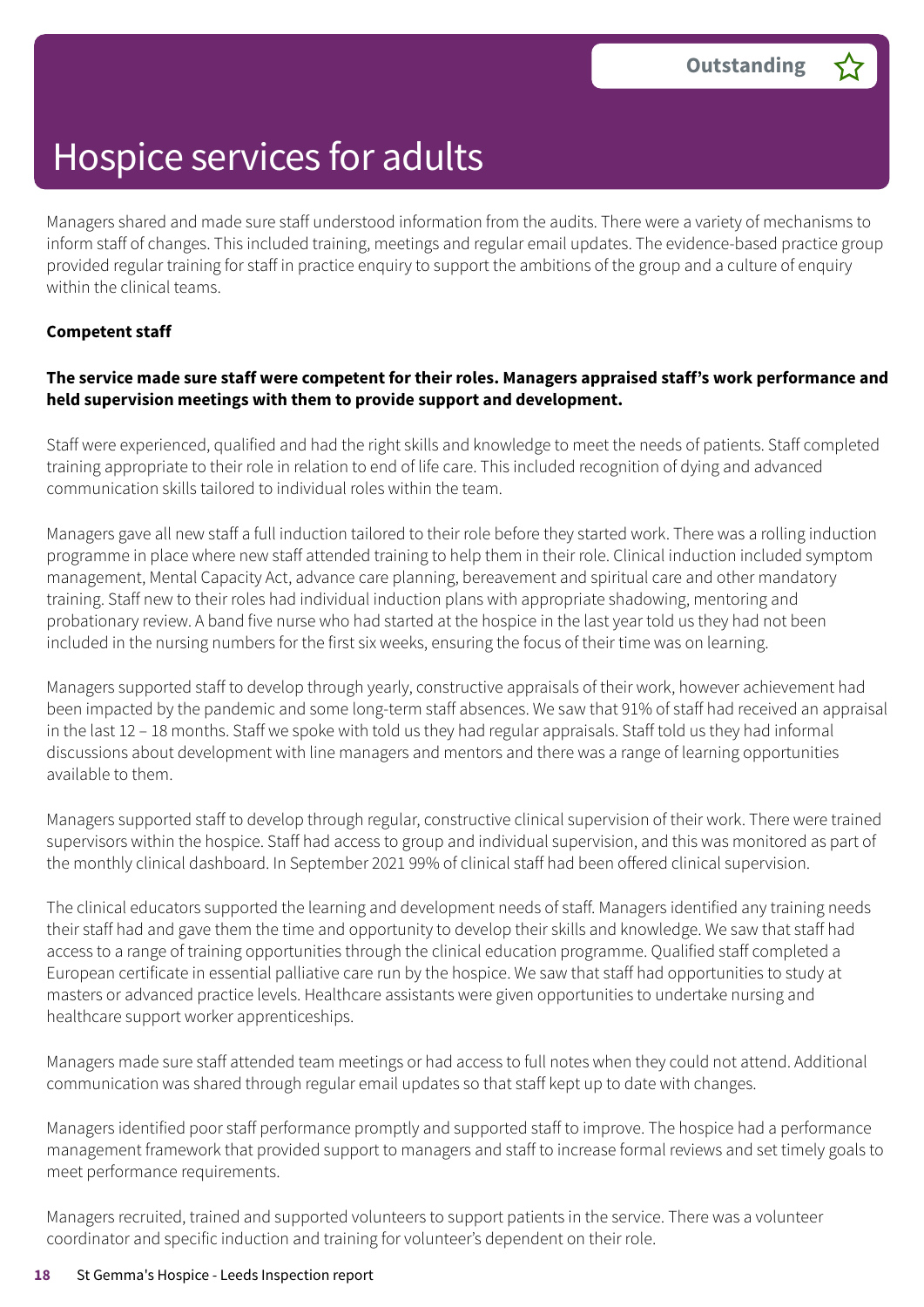# Hospice services for adults

Outstanding

Managers shared and made sure staff understood information from the audits. There were a variety of mechanisms to inform staff of changes. This included training, meetings and regular email updates. The evidence-based practice group provided regular training for staff in practice enquiry to support the ambitions of the group and a culture of enquiry within the clinical teams.

**Competent staff**

**The service made sure staff were competent for their roles. Managers appraised staff's work performance and held supervision meetings with them to provide support and development.**

Staff were experienced, qualified and had the right skills and knowledge to meet the needs of patients. Staff completed training appropriate to their role in relation to end of life care. This included recognition of dying and advanced communication skills tailored to individual roles within the team.

Managers gave all new staff a full induction tailored to their role before they started work. There was a rolling induction programme in place where new staff attended training to help them in their role. Clinical induction included symptom management, Mental Capacity Act, advance care planning, bereavement and spiritual care and other mandatory training. Staff new to their roles had individual induction plans with appropriate shadowing, mentoring and probationary review. A band five nurse who had started at the hospice in the last year told us they had not been included in the nursing numbers for the first six weeks, ensuring the focus of their time was on learning.

Managers supported staff to develop through yearly, constructive appraisals of their work, however achievement had been impacted by the pandemic and some long-term staff absences. We saw that 91% of staff had received an appraisal in the last 12 – 18 months. Staff we spoke with told us they had regular appraisals. Staff told us they had informal discussions about development with line managers and mentors and there was a range of learning opportunities available to them.

Managers supported staff to develop through regular, constructive clinical supervision of their work. There were trained supervisors within the hospice. Staff had access to group and individual supervision, and this was monitored as part of the monthly clinical dashboard. In September 2021 99% of clinical staff had been offered clinical supervision.

The clinical educators supported the learning and development needs of staff. Managers identified any training needs their staff had and gave them the time and opportunity to develop their skills and knowledge. We saw that staff had access to a range of training opportunities through the clinical education programme. Qualified staff completed a European certificate in essential palliative care run by the hospice. We saw that staff had opportunities to study at masters or advanced practice levels. Healthcare assistants were given opportunities to undertake nursing and healthcare support worker apprenticeships.

Managers made sure staff attended team meetings or had access to full notes when they could not attend. Additional communication was shared through regular email updates so that staff kept up to date with changes.

Managers identified poor staff performance promptly and supported staff to improve. The hospice had a performance management framework that provided support to managers and staff to increase formal reviews and set timely goals to meet performance requirements.

Managers recruited, trained and supported volunteers to support patients in the service. There was a volunteer coordinator and specific induction and training for volunteer's dependent on their role.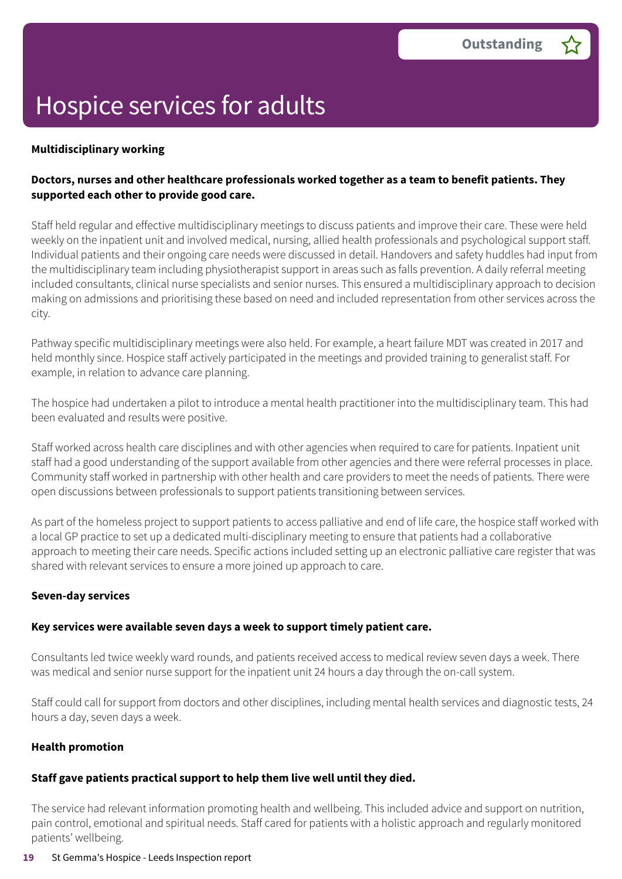# Hospice services for adults

**Outstanding**

**Multidisciplinary working**

**Doctors, nurses and other healthcare professionals worked together as a team to benefit patients. They supported each other to provide good care.**

Staff held regular and effective multidisciplinary meetings to discuss patients and improve their care. These were held weekly on the inpatient unit and involved medical, nursing, allied health professionals and psychological support staff. Individual patients and their ongoing care needs were discussed in detail. Handovers and safety huddles had input from the multidisciplinary team including physiotherapist support in areas such as falls prevention. A daily referral meeting included consultants, clinical nurse specialists and senior nurses. This ensured a multidisciplinary approach to decision making on admissions and prioritising these based on need and included representation from other services across the city.

Pathway specific multidisciplinary meetings were also held. For example, a heart failure MDT was created in 2017 and held monthly since. Hospice staff actively participated in the meetings and provided training to generalist staff. For example, in relation to advance care planning.

The hospice had undertaken a pilot to introduce a mental health practitioner into the multidisciplinary team. This had been evaluated and results were positive.

Staff worked across health care disciplines and with other agencies when required to care for patients. Inpatient unit staff had a good understanding of the support available from other agencies and there were referral processes in place. Community staff worked in partnership with other health and care providers to meet the needs of patients. There were open discussions between professionals to support patients transitioning between services.

As part of the homeless project to support patients to access palliative and end of life care, the hospice staff worked with a local GP practice to set up a dedicated multi-disciplinary meeting to ensure that patients had a collaborative approach to meeting their care needs. Specific actions included setting up an electronic palliative care register that was shared with relevant services to ensure a more joined up approach to care.

**Seven-day services**

**Key services were available seven days a week to support timely patient care.**

Consultants led twice weekly ward rounds, and patients received access to medical review seven days a week. There was medical and senior nurse support for the inpatient unit 24 hours a day through the on-call system.

Staff could call for support from doctors and other disciplines, including mental health services and diagnostic tests, 24 hours a day, seven days a week.

**Health promotion**

**Staff gave patients practical support to help them live well until they died.**

The service had relevant information promoting health and wellbeing. This included advice and support on nutrition, pain control, emotional and spiritual needs. Staff cared for patients with a holistic approach and regularly monitored patients' wellbeing.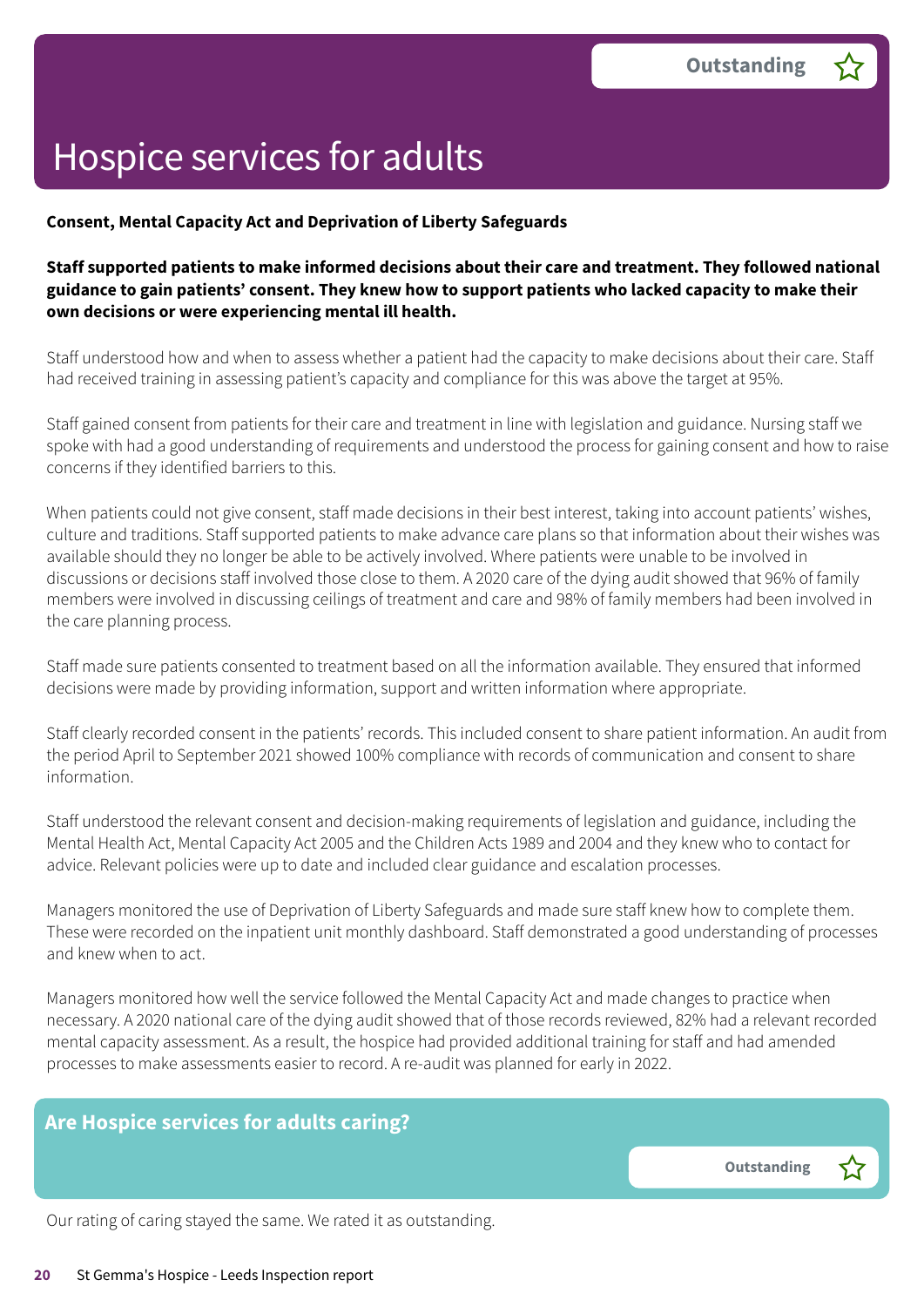Outstanding ☆

# Hospice services for adults

**Consent, Mental Capacity Act and Deprivation of Liberty Safeguards**

**Staff supported patients to make informed decisions about their care and treatment. They followed national guidance to gain patients' consent. They knew how to support patients who lacked capacity to make their own decisions or were experiencing mental ill health.**

Staff understood how and when to assess whether a patient had the capacity to make decisions about their care. Staff had received training in assessing patient's capacity and compliance for this was above the target at 95%.

Staff gained consent from patients for their care and treatment in line with legislation and guidance. Nursing staff we spoke with had a good understanding of requirements and understood the process for gaining consent and how to raise concerns if they identified barriers to this.

When patients could not give consent, staff made decisions in their best interest, taking into account patients' wishes, culture and traditions. Staff supported patients to make advance care plans so that information about their wishes was available should they no longer be able to be actively involved. Where patients were unable to be involved in discussions or decisions staff involved those close to them. A 2020 care of the dying audit showed that 96% of family members were involved in discussing ceilings of treatment and care and 98% of family members had been involved in the care planning process.

Staff made sure patients consented to treatment based on all the information available. They ensured that informed decisions were made by providing information, support and written information where appropriate.

Staff clearly recorded consent in the patients' records. This included consent to share patient information. An audit from the period April to September 2021 showed 100% compliance with records of communication and consent to share information.

Staff understood the relevant consent and decision-making requirements of legislation and guidance, including the Mental Health Act, Mental Capacity Act 2005 and the Children Acts 1989 and 2004 and they knew who to contact for advice. Relevant policies were up to date and included clear guidance and escalation processes.

Managers monitored the use of Deprivation of Liberty Safeguards and made sure staff knew how to complete them. These were recorded on the inpatient unit monthly dashboard. Staff demonstrated a good understanding of processes and knew when to act.

Managers monitored how well the service followed the Mental Capacity Act and made changes to practice when necessary. A 2020 national care of the dying audit showed that of those records reviewed, 82% had a relevant recorded mental capacity assessment. As a result, the hospice had provided additional training for staff and had amended processes to make assessments easier to record. A re-audit was planned for early in 2022.

## Are Hospice services for adults caring?

Outstanding ☆

Our rating of caring stayed the same. We rated it as outstanding.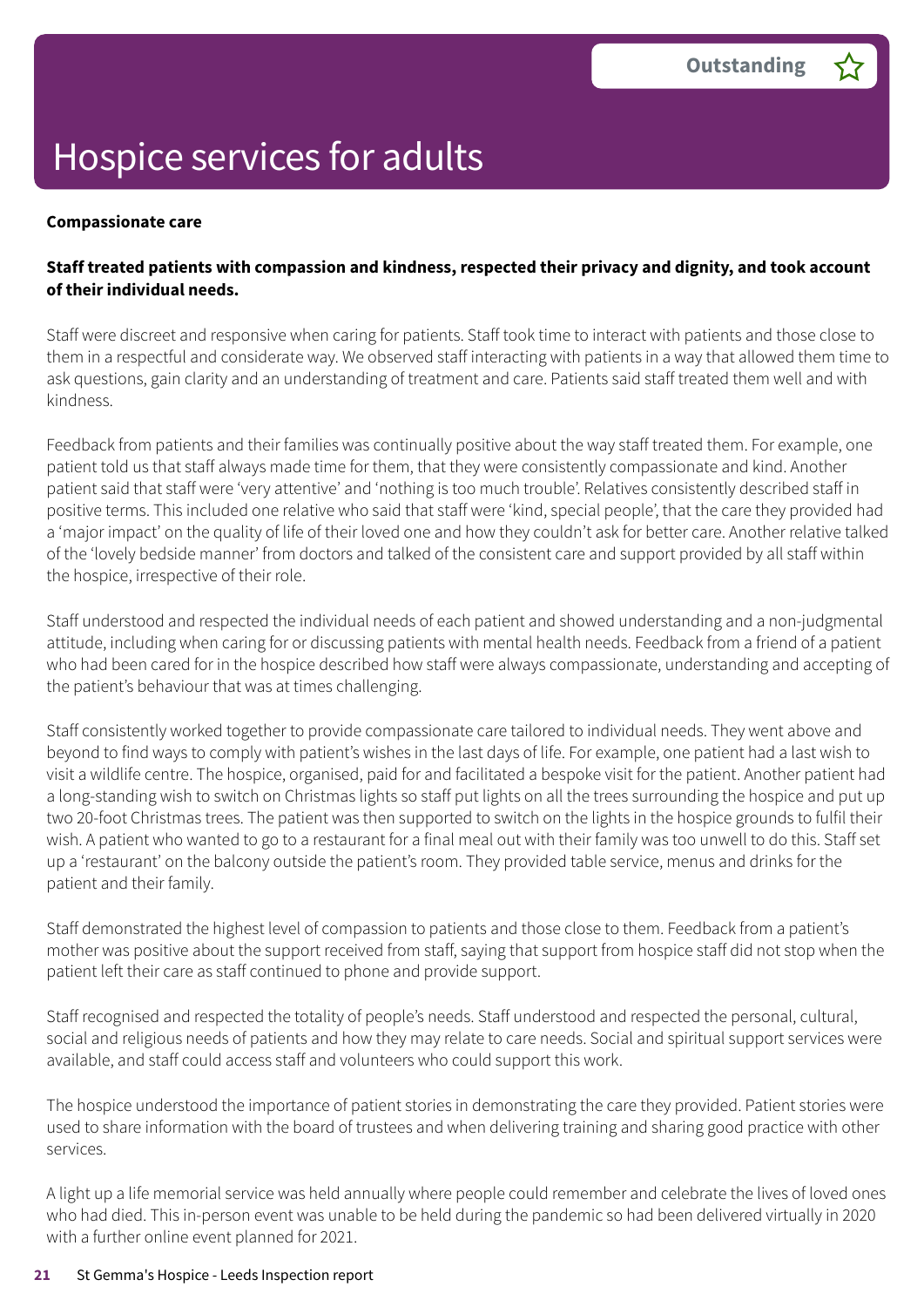Outstanding

# Hospice services for adults

**Compassionate care**

**Staff treated patients with compassion and kindness, respected their privacy and dignity, and took account of their individual needs.**

Staff were discreet and responsive when caring for patients. Staff took time to interact with patients and those close to them in a respectful and considerate way. We observed staff interacting with patients in a way that allowed them time to ask questions, gain clarity and an understanding of treatment and care. Patients said staff treated them well and with kindness.

Feedback from patients and their families was continually positive about the way staff treated them. For example, one patient told us that staff always made time for them, that they were consistently compassionate and kind. Another patient said that staff were 'very attentive' and 'nothing is too much trouble'. Relatives consistently described staff in positive terms. This included one relative who said that staff were 'kind, special people', that the care they provided had a 'major impact' on the quality of life of their loved one and how they couldn't ask for better care. Another relative talked of the 'lovely bedside manner' from doctors and talked of the consistent care and support provided by all staff within the hospice, irrespective of their role.

Staff understood and respected the individual needs of each patient and showed understanding and a non-judgmental attitude, including when caring for or discussing patients with mental health needs. Feedback from a friend of a patient who had been cared for in the hospice described how staff were always compassionate, understanding and accepting of the patient's behaviour that was at times challenging.

Staff consistently worked together to provide compassionate care tailored to individual needs. They went above and beyond to find ways to comply with patient's wishes in the last days of life. For example, one patient had a last wish to visit a wildlife centre. The hospice, organised, paid for and facilitated a bespoke visit for the patient. Another patient had a long-standing wish to switch on Christmas lights so staff put lights on all the trees surrounding the hospice and put up two 20-foot Christmas trees. The patient was then supported to switch on the lights in the hospice grounds to fulfil their wish. A patient who wanted to go to a restaurant for a final meal out with their family was too unwell to do this. Staff set up a 'restaurant' on the balcony outside the patient's room. They provided table service, menus and drinks for the patient and their family.

Staff demonstrated the highest level of compassion to patients and those close to them. Feedback from a patient's mother was positive about the support received from staff, saying that support from hospice staff did not stop when the patient left their care as staff continued to phone and provide support.

Staff recognised and respected the totality of people's needs. Staff understood and respected the personal, cultural, social and religious needs of patients and how they may relate to care needs. Social and spiritual support services were available, and staff could access staff and volunteers who could support this work.

The hospice understood the importance of patient stories in demonstrating the care they provided. Patient stories were used to share information with the board of trustees and when delivering training and sharing good practice with other services.

A light up a life memorial service was held annually where people could remember and celebrate the lives of loved ones who had died. This in-person event was unable to be held during the pandemic so had been delivered virtually in 2020 with a further online event planned for 2021.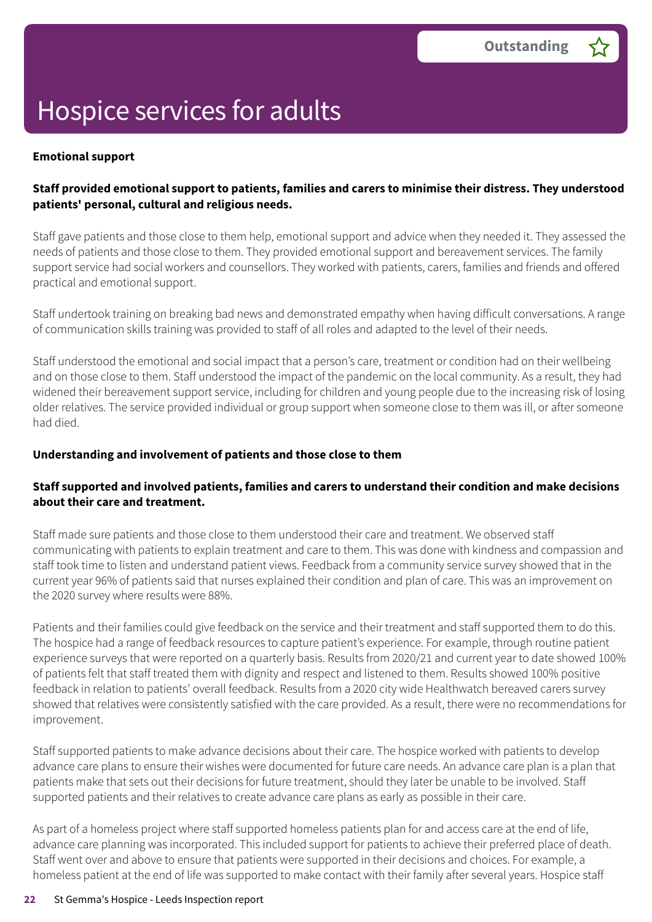# Hospice services for adults

**Outstanding** ☆

**Emotional support**

**Staff provided emotional support to patients, families and carers to minimise their distress. They understood patients' personal, cultural and religious needs.**

Staff gave patients and those close to them help, emotional support and advice when they needed it. They assessed the needs of patients and those close to them. They provided emotional support and bereavement services. The family support service had social workers and counsellors. They worked with patients, carers, families and friends and offered practical and emotional support.

Staff undertook training on breaking bad news and demonstrated empathy when having difficult conversations. A range of communication skills training was provided to staff of all roles and adapted to the level of their needs.

Staff understood the emotional and social impact that a person's care, treatment or condition had on their wellbeing and on those close to them. Staff understood the impact of the pandemic on the local community. As a result, they had widened their bereavement support service, including for children and young people due to the increasing risk of losing older relatives. The service provided individual or group support when someone close to them was ill, or after someone had died.

**Understanding and involvement of patients and those close to them**

**Staff supported and involved patients, families and carers to understand their condition and make decisions about their care and treatment.**

Staff made sure patients and those close to them understood their care and treatment. We observed staff communicating with patients to explain treatment and care to them. This was done with kindness and compassion and staff took time to listen and understand patient views. Feedback from a community service survey showed that in the current year 96% of patients said that nurses explained their condition and plan of care. This was an improvement on the 2020 survey where results were 88%.

Patients and their families could give feedback on the service and their treatment and staff supported them to do this. The hospice had a range of feedback resources to capture patient's experience. For example, through routine patient experience surveys that were reported on a quarterly basis. Results from 2020/21 and current year to date showed 100% of patients felt that staff treated them with dignity and respect and listened to them. Results showed 100% positive feedback in relation to patients' overall feedback. Results from a 2020 city wide Healthwatch bereaved carers survey showed that relatives were consistently satisfied with the care provided. As a result, there were no recommendations for improvement.

Staff supported patients to make advance decisions about their care. The hospice worked with patients to develop advance care plans to ensure their wishes were documented for future care needs. An advance care plan is a plan that patients make that sets out their decisions for future treatment, should they later be unable to be involved. Staff supported patients and their relatives to create advance care plans as early as possible in their care.

As part of a homeless project where staff supported homeless patients plan for and access care at the end of life, advance care planning was incorporated. This included support for patients to achieve their preferred place of death. Staff went over and above to ensure that patients were supported in their decisions and choices. For example, a homeless patient at the end of life was supported to make contact with their family after several years. Hospice staff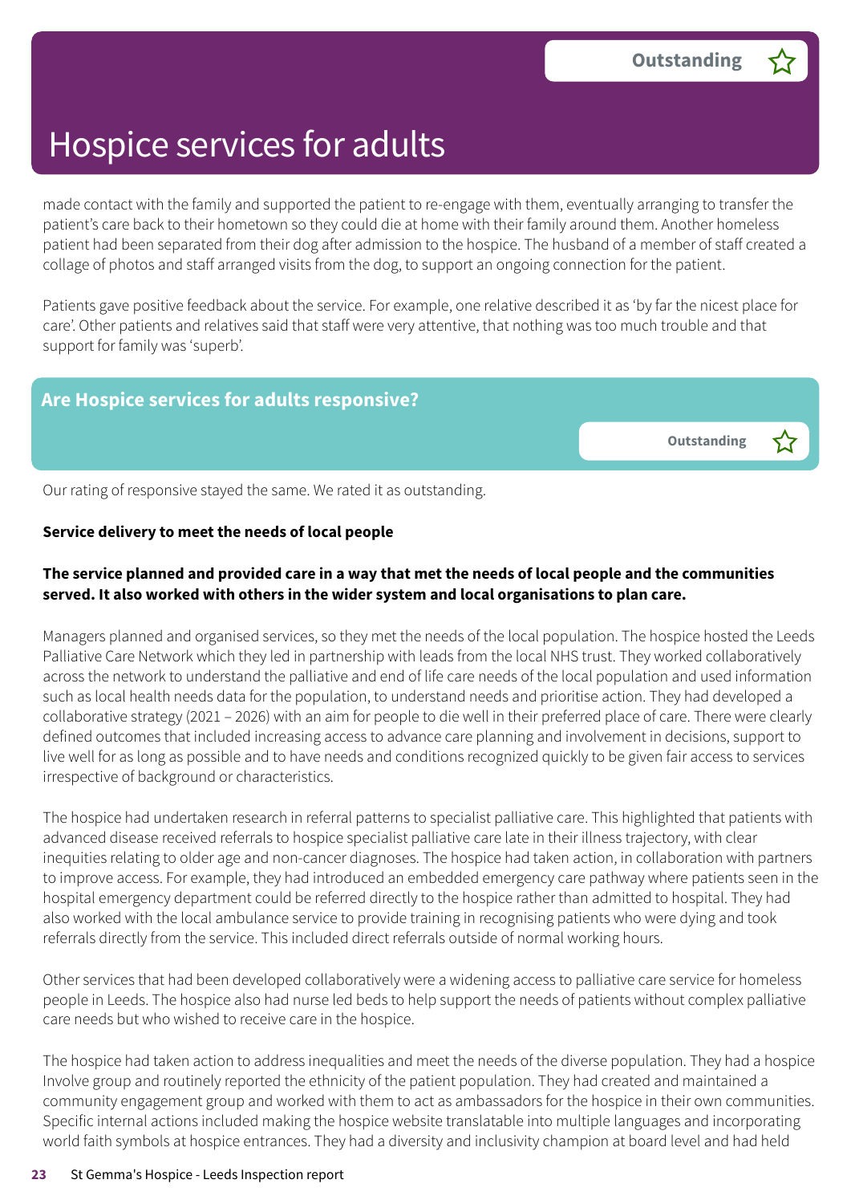# Hospice services for adults

Outstanding ☆

made contact with the family and supported the patient to re-engage with them, eventually arranging to transfer the patient's care back to their hometown so they could die at home with their family around them. Another homeless patient had been separated from their dog after admission to the hospice. The husband of a member of staff created a collage of photos and staff arranged visits from the dog, to support an ongoing connection for the patient.

Patients gave positive feedback about the service. For example, one relative described it as 'by far the nicest place for care'. Other patients and relatives said that staff were very attentive, that nothing was too much trouble and that support for family was 'superb'.

## Are Hospice services for adults responsive?

Outstanding ☆

Our rating of responsive stayed the same. We rated it as outstanding.

**Service delivery to meet the needs of local people**

**The service planned and provided care in a way that met the needs of local people and the communities served. It also worked with others in the wider system and local organisations to plan care.**

Managers planned and organised services, so they met the needs of the local population. The hospice hosted the Leeds Palliative Care Network which they led in partnership with leads from the local NHS trust. They worked collaboratively across the network to understand the palliative and end of life care needs of the local population and used information such as local health needs data for the population, to understand needs and prioritise action. They had developed a collaborative strategy (2021 – 2026) with an aim for people to die well in their preferred place of care. There were clearly defined outcomes that included increasing access to advance care planning and involvement in decisions, support to live well for as long as possible and to have needs and conditions recognized quickly to be given fair access to services irrespective of background or characteristics.

The hospice had undertaken research in referral patterns to specialist palliative care. This highlighted that patients with advanced disease received referrals to hospice specialist palliative care late in their illness trajectory, with clear inequities relating to older age and non-cancer diagnoses. The hospice had taken action, in collaboration with partners to improve access. For example, they had introduced an embedded emergency care pathway where patients seen in the hospital emergency department could be referred directly to the hospice rather than admitted to hospital. They had also worked with the local ambulance service to provide training in recognising patients who were dying and took referrals directly from the service. This included direct referrals outside of normal working hours.

Other services that had been developed collaboratively were a widening access to palliative care service for homeless people in Leeds. The hospice also had nurse led beds to help support the needs of patients without complex palliative care needs but who wished to receive care in the hospice.

The hospice had taken action to address inequalities and meet the needs of the diverse population. They had a hospice Involve group and routinely reported the ethnicity of the patient population. They had created and maintained a community engagement group and worked with them to act as ambassadors for the hospice in their own communities. Specific internal actions included making the hospice website translatable into multiple languages and incorporating world faith symbols at hospice entrances. They had a diversity and inclusivity champion at board level and had held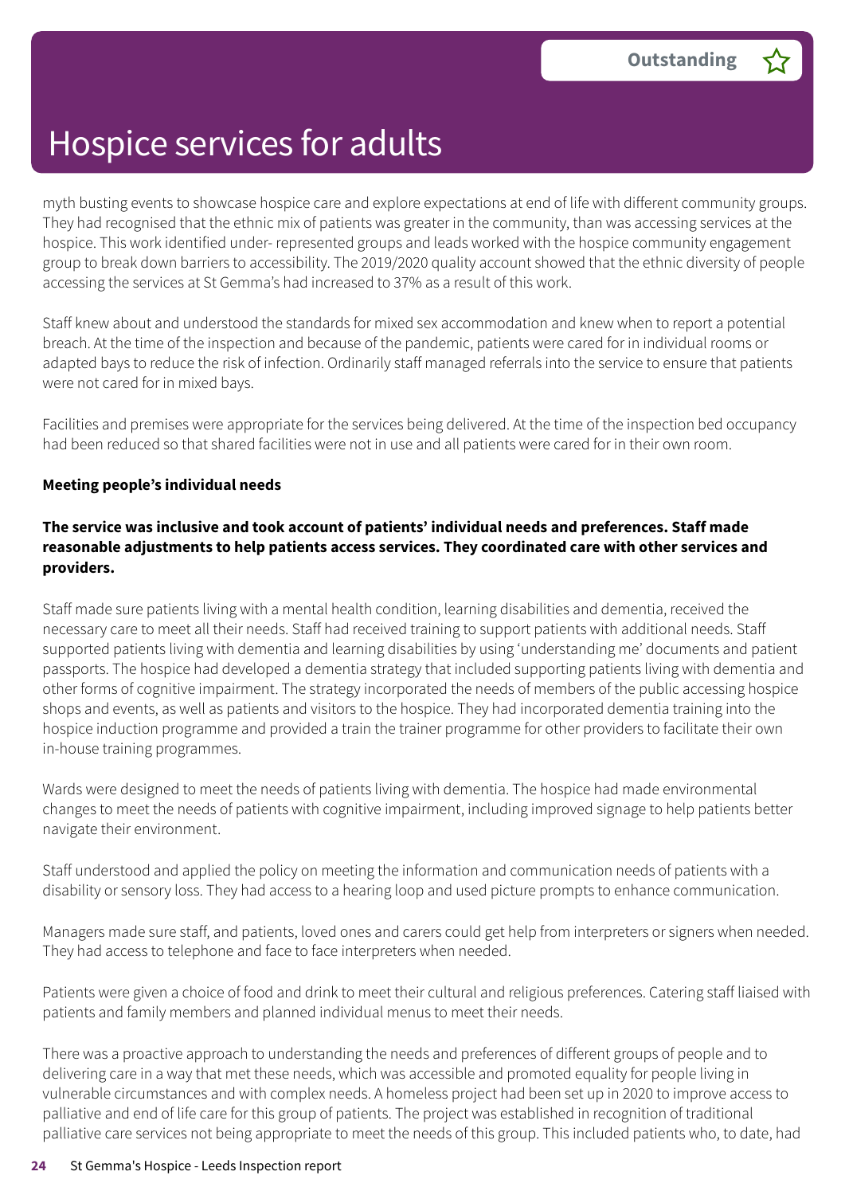myth busting events to showcase hospice care and explore expectations at end of life with different community groups. They had recognised that the ethnic mix of patients was greater in the community, than was accessing services at the hospice. This work identified under- represented groups and leads worked with the hospice community engagement group to break down barriers to accessibility. The 2019/2020 quality account showed that the ethnic diversity of people accessing the services at St Gemma's had increased to 37% as a result of this work.

Staff knew about and understood the standards for mixed sex accommodation and knew when to report a potential breach. At the time of the inspection and because of the pandemic, patients were cared for in individual rooms or adapted bays to reduce the risk of infection. Ordinarily staff managed referrals into the service to ensure that patients were not cared for in mixed bays.

Facilities and premises were appropriate for the services being delivered. At the time of the inspection bed occupancy had been reduced so that shared facilities were not in use and all patients were cared for in their own room.

**Meeting people's individual needs**

**The service was inclusive and took account of patients' individual needs and preferences. Staff made reasonable adjustments to help patients access services. They coordinated care with other services and providers.**

Staff made sure patients living with a mental health condition, learning disabilities and dementia, received the necessary care to meet all their needs. Staff had received training to support patients with additional needs. Staff supported patients living with dementia and learning disabilities by using 'understanding me' documents and patient passports. The hospice had developed a dementia strategy that included supporting patients living with dementia and other forms of cognitive impairment. The strategy incorporated the needs of members of the public accessing hospice shops and events, as well as patients and visitors to the hospice. They had incorporated dementia training into the hospice induction programme and provided a train the trainer programme for other providers to facilitate their own in-house training programmes.

Wards were designed to meet the needs of patients living with dementia. The hospice had made environmental changes to meet the needs of patients with cognitive impairment, including improved signage to help patients better navigate their environment.

Staff understood and applied the policy on meeting the information and communication needs of patients with a disability or sensory loss. They had access to a hearing loop and used picture prompts to enhance communication.

Managers made sure staff, and patients, loved ones and carers could get help from interpreters or signers when needed. They had access to telephone and face to face interpreters when needed.

Patients were given a choice of food and drink to meet their cultural and religious preferences. Catering staff liaised with patients and family members and planned individual menus to meet their needs.

There was a proactive approach to understanding the needs and preferences of different groups of people and to delivering care in a way that met these needs, which was accessible and promoted equality for people living in vulnerable circumstances and with complex needs. A homeless project had been set up in 2020 to improve access to palliative and end of life care for this group of patients. The project was established in recognition of traditional palliative care services not being appropriate to meet the needs of this group. This included patients who, to date, had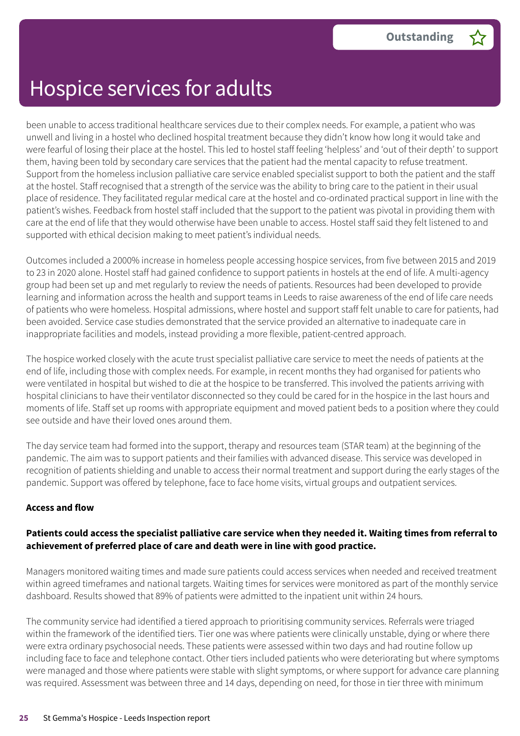# Hospice services for adults

Outstanding

been unable to access traditional healthcare services due to their complex needs. For example, a patient who was unwell and living in a hostel who declined hospital treatment because they didn't know how long it would take and were fearful of losing their place at the hostel. This led to hostel staff feeling 'helpless' and 'out of their depth' to support them, having been told by secondary care services that the patient had the mental capacity to refuse treatment. Support from the homeless inclusion palliative care service enabled specialist support to both the patient and the staff at the hostel. Staff recognised that a strength of the service was the ability to bring care to the patient in their usual place of residence. They facilitated regular medical care at the hostel and co-ordinated practical support in line with the patient's wishes. Feedback from hostel staff included that the support to the patient was pivotal in providing them with care at the end of life that they would otherwise have been unable to access. Hostel staff said they felt listened to and supported with ethical decision making to meet patient's individual needs.

Outcomes included a 2000% increase in homeless people accessing hospice services, from five between 2015 and 2019 to 23 in 2020 alone. Hostel staff had gained confidence to support patients in hostels at the end of life. A multi-agency group had been set up and met regularly to review the needs of patients. Resources had been developed to provide learning and information across the health and support teams in Leeds to raise awareness of the end of life care needs of patients who were homeless. Hospital admissions, where hostel and support staff felt unable to care for patients, had been avoided. Service case studies demonstrated that the service provided an alternative to inadequate care in inappropriate facilities and models, instead providing a more flexible, patient-centred approach.

The hospice worked closely with the acute trust specialist palliative care service to meet the needs of patients at the end of life, including those with complex needs. For example, in recent months they had organised for patients who were ventilated in hospital but wished to die at the hospice to be transferred. This involved the patients arriving with hospital clinicians to have their ventilator disconnected so they could be cared for in the hospice in the last hours and moments of life. Staff set up rooms with appropriate equipment and moved patient beds to a position where they could see outside and have their loved ones around them.

The day service team had formed into the support, therapy and resources team (STAR team) at the beginning of the pandemic. The aim was to support patients and their families with advanced disease. This service was developed in recognition of patients shielding and unable to access their normal treatment and support during the early stages of the pandemic. Support was offered by telephone, face to face home visits, virtual groups and outpatient services.

**Access and flow**

**Patients could access the specialist palliative care service when they needed it. Waiting times from referral to achievement of preferred place of care and death were in line with good practice.**

Managers monitored waiting times and made sure patients could access services when needed and received treatment within agreed timeframes and national targets. Waiting times for services were monitored as part of the monthly service dashboard. Results showed that 89% of patients were admitted to the inpatient unit within 24 hours.

The community service had identified a tiered approach to prioritising community services. Referrals were triaged within the framework of the identified tiers. Tier one was where patients were clinically unstable, dying or where there were extra ordinary psychosocial needs. These patients were assessed within two days and had routine follow up including face to face and telephone contact. Other tiers included patients who were deteriorating but where symptoms were managed and those where patients were stable with slight symptoms, or where support for advance care planning was required. Assessment was between three and 14 days, depending on need, for those in tier three with minimum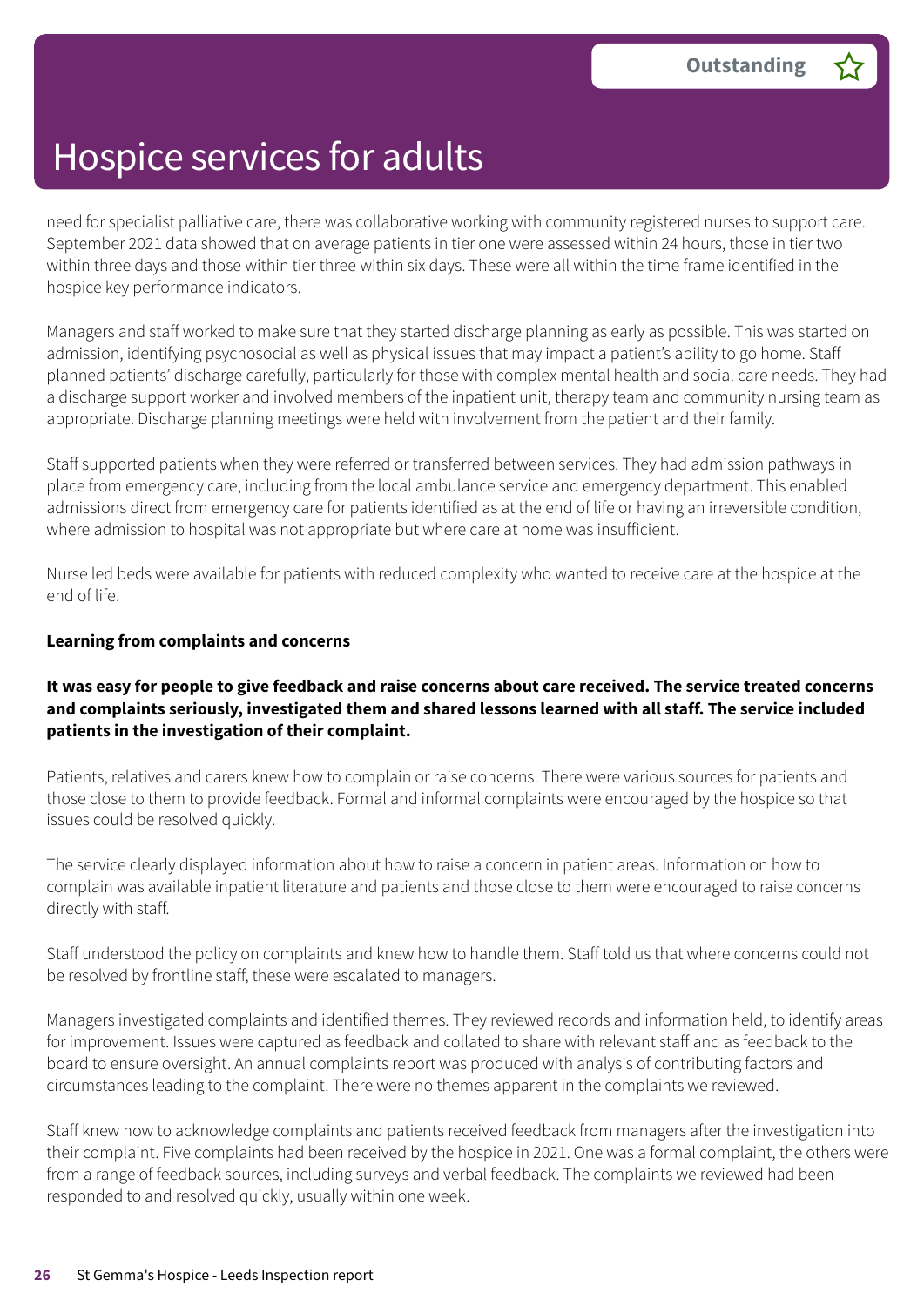# Hospice services for adults

**Outstanding**

need for specialist palliative care, there was collaborative working with community registered nurses to support care. September 2021 data showed that on average patients in tier one were assessed within 24 hours, those in tier two within three days and those within tier three within six days. These were all within the time frame identified in the hospice key performance indicators.

Managers and staff worked to make sure that they started discharge planning as early as possible. This was started on admission, identifying psychosocial as well as physical issues that may impact a patient's ability to go home. Staff planned patients' discharge carefully, particularly for those with complex mental health and social care needs. They had a discharge support worker and involved members of the inpatient unit, therapy team and community nursing team as appropriate. Discharge planning meetings were held with involvement from the patient and their family.

Staff supported patients when they were referred or transferred between services. They had admission pathways in place from emergency care, including from the local ambulance service and emergency department. This enabled admissions direct from emergency care for patients identified as at the end of life or having an irreversible condition, where admission to hospital was not appropriate but where care at home was insufficient.

Nurse led beds were available for patients with reduced complexity who wanted to receive care at the hospice at the end of life.

**Learning from complaints and concerns**

**It was easy for people to give feedback and raise concerns about care received. The service treated concerns and complaints seriously, investigated them and shared lessons learned with all staff. The service included patients in the investigation of their complaint.**

Patients, relatives and carers knew how to complain or raise concerns. There were various sources for patients and those close to them to provide feedback. Formal and informal complaints were encouraged by the hospice so that issues could be resolved quickly.

The service clearly displayed information about how to raise a concern in patient areas. Information on how to complain was available inpatient literature and patients and those close to them were encouraged to raise concerns directly with staff.

Staff understood the policy on complaints and knew how to handle them. Staff told us that where concerns could not be resolved by frontline staff, these were escalated to managers.

Managers investigated complaints and identified themes. They reviewed records and information held, to identify areas for improvement. Issues were captured as feedback and collated to share with relevant staff and as feedback to the board to ensure oversight. An annual complaints report was produced with analysis of contributing factors and circumstances leading to the complaint. There were no themes apparent in the complaints we reviewed.

Staff knew how to acknowledge complaints and patients received feedback from managers after the investigation into their complaint. Five complaints had been received by the hospice in 2021. One was a formal complaint, the others were from a range of feedback sources, including surveys and verbal feedback. The complaints we reviewed had been responded to and resolved quickly, usually within one week.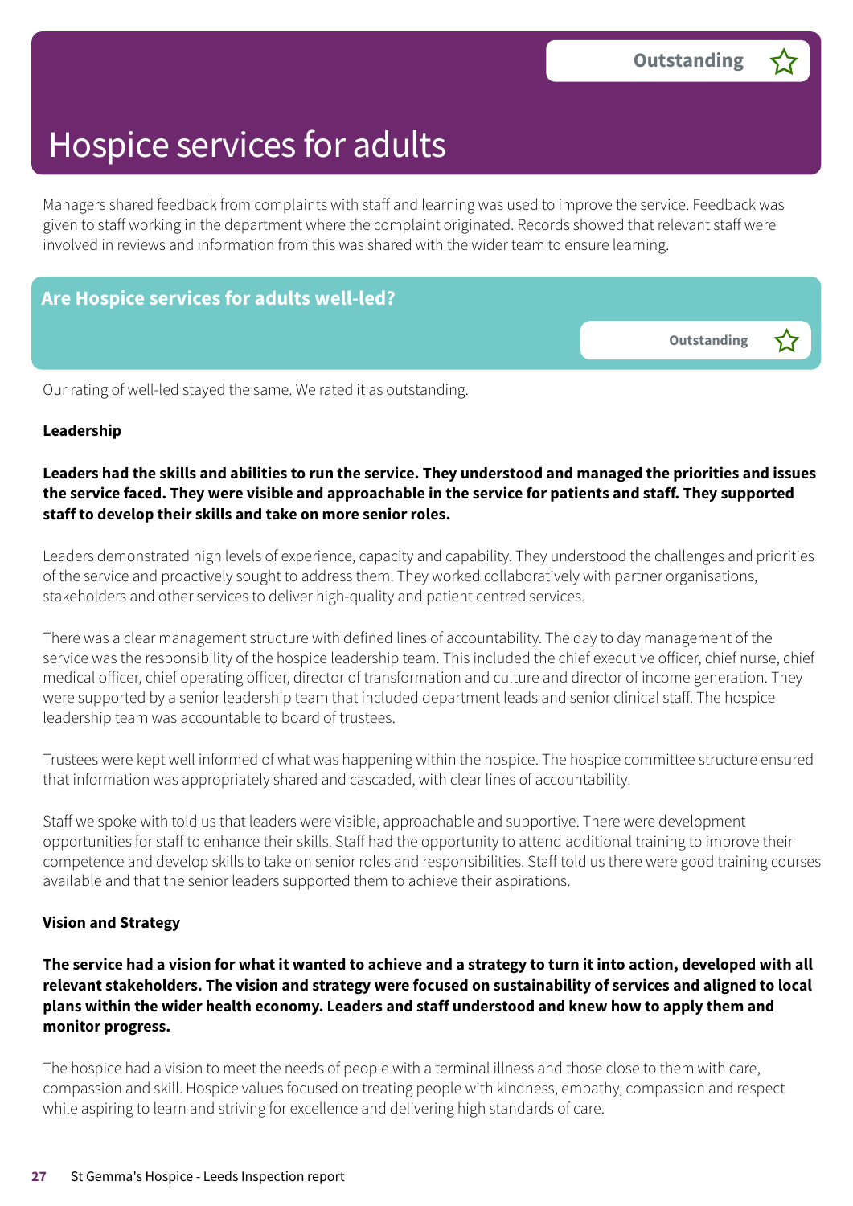# Hospice services for adults

Outstanding ☆

Managers shared feedback from complaints with staff and learning was used to improve the service. Feedback was given to staff working in the department where the complaint originated. Records showed that relevant staff were involved in reviews and information from this was shared with the wider team to ensure learning.

## Are Hospice services for adults well-led?

Outstanding ☆

Our rating of well-led stayed the same. We rated it as outstanding.

**Leadership**

**Leaders had the skills and abilities to run the service. They understood and managed the priorities and issues the service faced. They were visible and approachable in the service for patients and staff. They supported staff to develop their skills and take on more senior roles.**

Leaders demonstrated high levels of experience, capacity and capability. They understood the challenges and priorities of the service and proactively sought to address them. They worked collaboratively with partner organisations, stakeholders and other services to deliver high-quality and patient centred services.

There was a clear management structure with defined lines of accountability. The day to day management of the service was the responsibility of the hospice leadership team. This included the chief executive officer, chief nurse, chief medical officer, chief operating officer, director of transformation and culture and director of income generation. They were supported by a senior leadership team that included department leads and senior clinical staff. The hospice leadership team was accountable to board of trustees.

Trustees were kept well informed of what was happening within the hospice. The hospice committee structure ensured that information was appropriately shared and cascaded, with clear lines of accountability.

Staff we spoke with told us that leaders were visible, approachable and supportive. There were development opportunities for staff to enhance their skills. Staff had the opportunity to attend additional training to improve their competence and develop skills to take on senior roles and responsibilities. Staff told us there were good training courses available and that the senior leaders supported them to achieve their aspirations.

**Vision and Strategy**

**The service had a vision for what it wanted to achieve and a strategy to turn it into action, developed with all relevant stakeholders. The vision and strategy were focused on sustainability of services and aligned to local plans within the wider health economy. Leaders and staff understood and knew how to apply them and monitor progress.**

The hospice had a vision to meet the needs of people with a terminal illness and those close to them with care, compassion and skill. Hospice values focused on treating people with kindness, empathy, compassion and respect while aspiring to learn and striving for excellence and delivering high standards of care.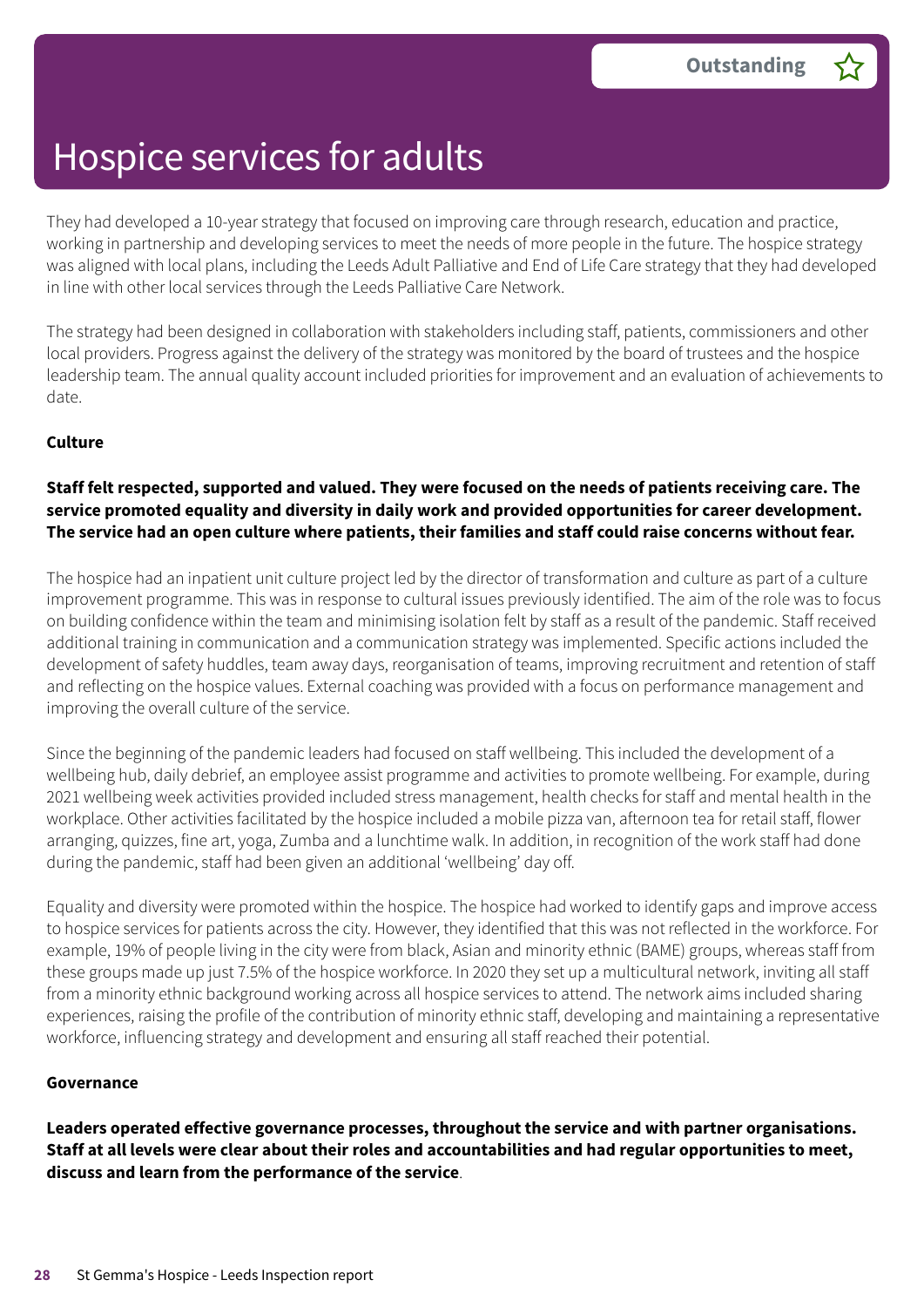# Hospice services for adults

**Outstanding**

They had developed a 10-year strategy that focused on improving care through research, education and practice, working in partnership and developing services to meet the needs of more people in the future. The hospice strategy was aligned with local plans, including the Leeds Adult Palliative and End of Life Care strategy that they had developed in line with other local services through the Leeds Palliative Care Network.

The strategy had been designed in collaboration with stakeholders including staff, patients, commissioners and other local providers. Progress against the delivery of the strategy was monitored by the board of trustees and the hospice leadership team. The annual quality account included priorities for improvement and an evaluation of achievements to date.

**Culture**

**Staff felt respected, supported and valued. They were focused on the needs of patients receiving care. The service promoted equality and diversity in daily work and provided opportunities for career development. The service had an open culture where patients, their families and staff could raise concerns without fear.**

The hospice had an inpatient unit culture project led by the director of transformation and culture as part of a culture improvement programme. This was in response to cultural issues previously identified. The aim of the role was to focus on building confidence within the team and minimising isolation felt by staff as a result of the pandemic. Staff received additional training in communication and a communication strategy was implemented. Specific actions included the development of safety huddles, team away days, reorganisation of teams, improving recruitment and retention of staff and reflecting on the hospice values. External coaching was provided with a focus on performance management and improving the overall culture of the service.

Since the beginning of the pandemic leaders had focused on staff wellbeing. This included the development of a wellbeing hub, daily debrief, an employee assist programme and activities to promote wellbeing. For example, during 2021 wellbeing week activities provided included stress management, health checks for staff and mental health in the workplace. Other activities facilitated by the hospice included a mobile pizza van, afternoon tea for retail staff, flower arranging, quizzes, fine art, yoga, Zumba and a lunchtime walk. In addition, in recognition of the work staff had done during the pandemic, staff had been given an additional 'wellbeing' day off.

Equality and diversity were promoted within the hospice. The hospice had worked to identify gaps and improve access to hospice services for patients across the city. However, they identified that this was not reflected in the workforce. For example, 19% of people living in the city were from black, Asian and minority ethnic (BAME) groups, whereas staff from these groups made up just 7.5% of the hospice workforce. In 2020 they set up a multicultural network, inviting all staff from a minority ethnic background working across all hospice services to attend. The network aims included sharing experiences, raising the profile of the contribution of minority ethnic staff, developing and maintaining a representative workforce, influencing strategy and development and ensuring all staff reached their potential.

**Governance**

**Leaders operated effective governance processes, throughout the service and with partner organisations. Staff at all levels were clear about their roles and accountabilities and had regular opportunities to meet, discuss and learn from the performance of the service**.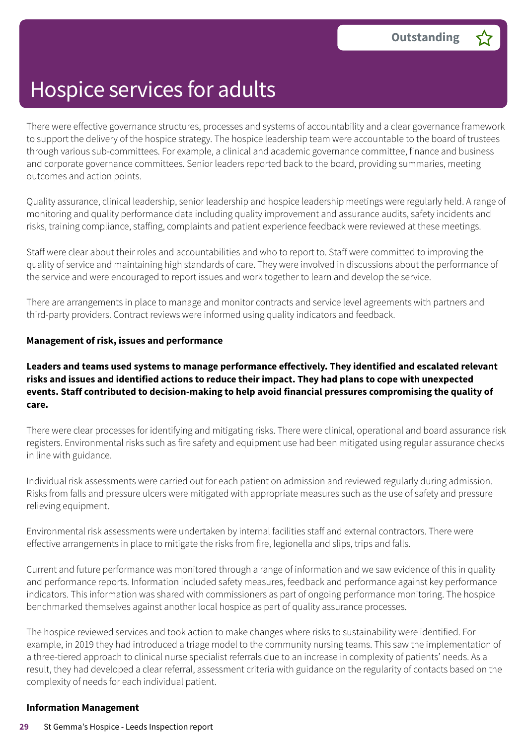# Hospice services for adults

Outstanding

There were effective governance structures, processes and systems of accountability and a clear governance framework to support the delivery of the hospice strategy. The hospice leadership team were accountable to the board of trustees through various sub-committees. For example, a clinical and academic governance committee, finance and business and corporate governance committees. Senior leaders reported back to the board, providing summaries, meeting outcomes and action points.

Quality assurance, clinical leadership, senior leadership and hospice leadership meetings were regularly held. A range of monitoring and quality performance data including quality improvement and assurance audits, safety incidents and risks, training compliance, staffing, complaints and patient experience feedback were reviewed at these meetings.

Staff were clear about their roles and accountabilities and who to report to. Staff were committed to improving the quality of service and maintaining high standards of care. They were involved in discussions about the performance of the service and were encouraged to report issues and work together to learn and develop the service.

There are arrangements in place to manage and monitor contracts and service level agreements with partners and third-party providers. Contract reviews were informed using quality indicators and feedback.

**Management of risk, issues and performance**

**Leaders and teams used systems to manage performance effectively. They identified and escalated relevant risks and issues and identified actions to reduce their impact. They had plans to cope with unexpected events. Staff contributed to decision-making to help avoid financial pressures compromising the quality of care.**

There were clear processes for identifying and mitigating risks. There were clinical, operational and board assurance risk registers. Environmental risks such as fire safety and equipment use had been mitigated using regular assurance checks in line with guidance.

Individual risk assessments were carried out for each patient on admission and reviewed regularly during admission. Risks from falls and pressure ulcers were mitigated with appropriate measures such as the use of safety and pressure relieving equipment.

Environmental risk assessments were undertaken by internal facilities staff and external contractors. There were effective arrangements in place to mitigate the risks from fire, legionella and slips, trips and falls.

Current and future performance was monitored through a range of information and we saw evidence of this in quality and performance reports. Information included safety measures, feedback and performance against key performance indicators. This information was shared with commissioners as part of ongoing performance monitoring. The hospice benchmarked themselves against another local hospice as part of quality assurance processes.

The hospice reviewed services and took action to make changes where risks to sustainability were identified. For example, in 2019 they had introduced a triage model to the community nursing teams. This saw the implementation of a three-tiered approach to clinical nurse specialist referrals due to an increase in complexity of patients' needs. As a result, they had developed a clear referral, assessment criteria with guidance on the regularity of contacts based on the complexity of needs for each individual patient.

**Information Management**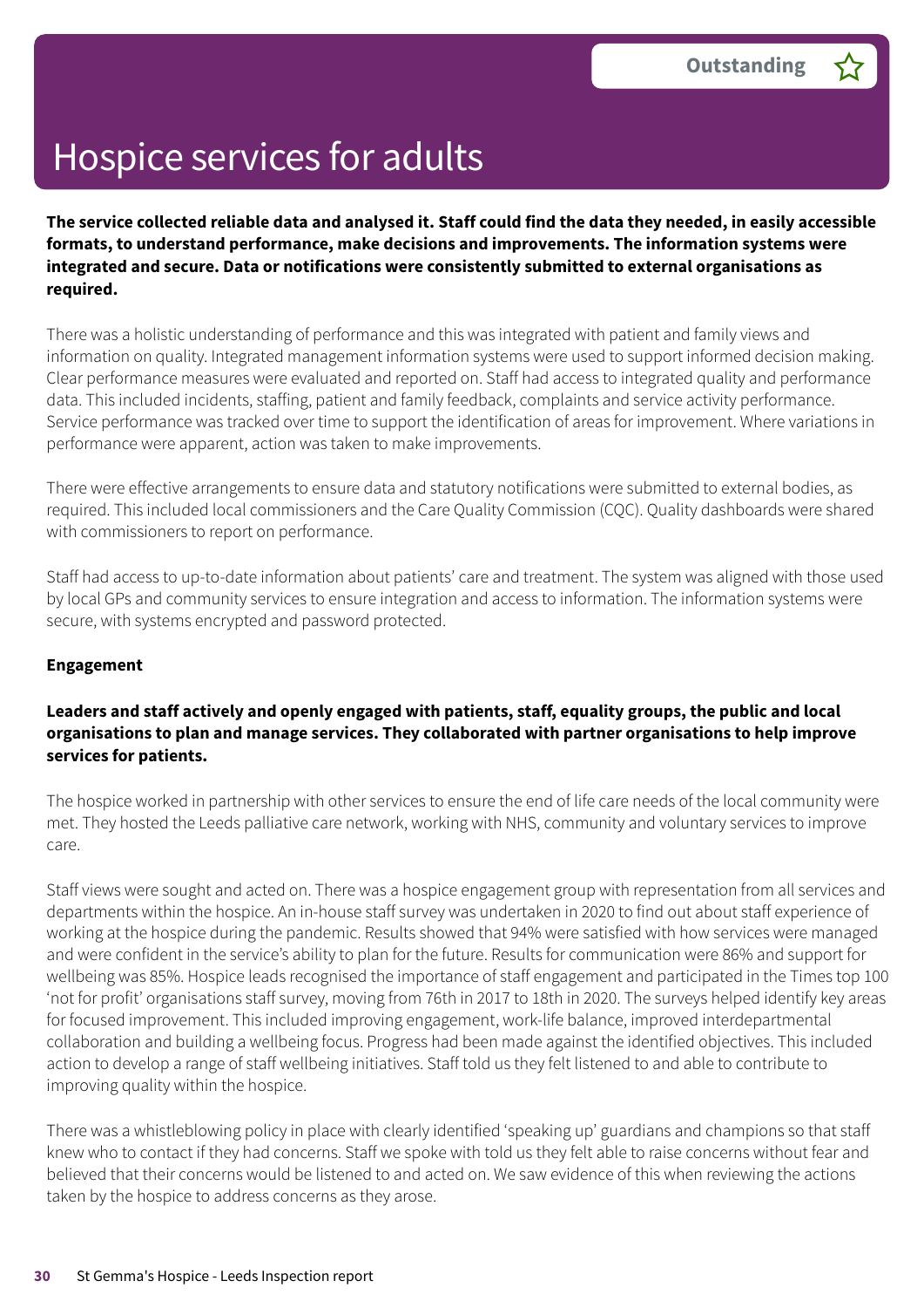# Hospice services for adults

**Outstanding**

**The service collected reliable data and analysed it. Staff could find the data they needed, in easily accessible formats, to understand performance, make decisions and improvements. The information systems were integrated and secure. Data or notifications were consistently submitted to external organisations as required.**

There was a holistic understanding of performance and this was integrated with patient and family views and information on quality. Integrated management information systems were used to support informed decision making. Clear performance measures were evaluated and reported on. Staff had access to integrated quality and performance data. This included incidents, staffing, patient and family feedback, complaints and service activity performance. Service performance was tracked over time to support the identification of areas for improvement. Where variations in performance were apparent, action was taken to make improvements.

There were effective arrangements to ensure data and statutory notifications were submitted to external bodies, as required. This included local commissioners and the Care Quality Commission (CQC). Quality dashboards were shared with commissioners to report on performance.

Staff had access to up-to-date information about patients' care and treatment. The system was aligned with those used by local GPs and community services to ensure integration and access to information. The information systems were secure, with systems encrypted and password protected.

**Engagement**

**Leaders and staff actively and openly engaged with patients, staff, equality groups, the public and local organisations to plan and manage services. They collaborated with partner organisations to help improve services for patients.**

The hospice worked in partnership with other services to ensure the end of life care needs of the local community were met. They hosted the Leeds palliative care network, working with NHS, community and voluntary services to improve care.

Staff views were sought and acted on. There was a hospice engagement group with representation from all services and departments within the hospice. An in-house staff survey was undertaken in 2020 to find out about staff experience of working at the hospice during the pandemic. Results showed that 94% were satisfied with how services were managed and were confident in the service's ability to plan for the future. Results for communication were 86% and support for wellbeing was 85%. Hospice leads recognised the importance of staff engagement and participated in the Times top 100 'not for profit' organisations staff survey, moving from 76th in 2017 to 18th in 2020. The surveys helped identify key areas for focused improvement. This included improving engagement, work-life balance, improved interdepartmental collaboration and building a wellbeing focus. Progress had been made against the identified objectives. This included action to develop a range of staff wellbeing initiatives. Staff told us they felt listened to and able to contribute to improving quality within the hospice.

There was a whistleblowing policy in place with clearly identified 'speaking up' guardians and champions so that staff knew who to contact if they had concerns. Staff we spoke with told us they felt able to raise concerns without fear and believed that their concerns would be listened to and acted on. We saw evidence of this when reviewing the actions taken by the hospice to address concerns as they arose.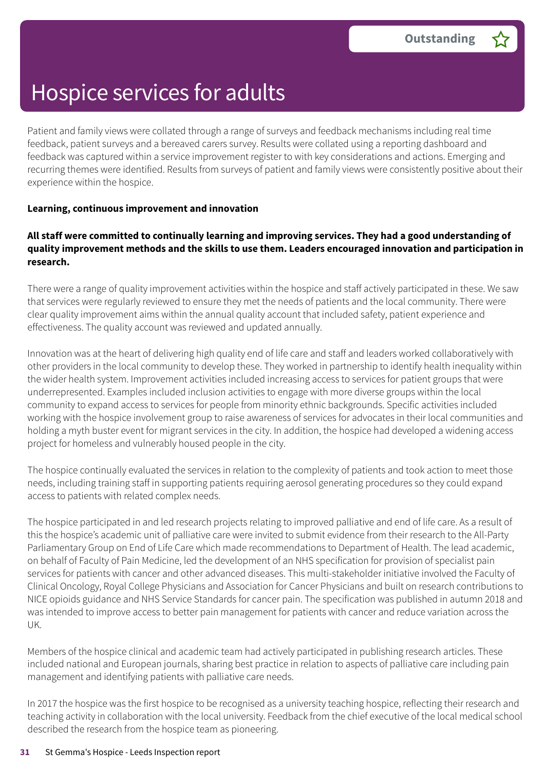# Hospice services for adults

**Outstanding** ☆

Patient and family views were collated through a range of surveys and feedback mechanisms including real time feedback, patient surveys and a bereaved carers survey. Results were collated using a reporting dashboard and feedback was captured within a service improvement register to with key considerations and actions. Emerging and recurring themes were identified. Results from surveys of patient and family views were consistently positive about their experience within the hospice.

**Learning, continuous improvement and innovation**

**All staff were committed to continually learning and improving services. They had a good understanding of quality improvement methods and the skills to use them. Leaders encouraged innovation and participation in research.**

There were a range of quality improvement activities within the hospice and staff actively participated in these. We saw that services were regularly reviewed to ensure they met the needs of patients and the local community. There were clear quality improvement aims within the annual quality account that included safety, patient experience and effectiveness. The quality account was reviewed and updated annually.

Innovation was at the heart of delivering high quality end of life care and staff and leaders worked collaboratively with other providers in the local community to develop these. They worked in partnership to identify health inequality within the wider health system. Improvement activities included increasing access to services for patient groups that were underrepresented. Examples included inclusion activities to engage with more diverse groups within the local community to expand access to services for people from minority ethnic backgrounds. Specific activities included working with the hospice involvement group to raise awareness of services for advocates in their local communities and holding a myth buster event for migrant services in the city. In addition, the hospice had developed a widening access project for homeless and vulnerably housed people in the city.

The hospice continually evaluated the services in relation to the complexity of patients and took action to meet those needs, including training staff in supporting patients requiring aerosol generating procedures so they could expand access to patients with related complex needs.

The hospice participated in and led research projects relating to improved palliative and end of life care. As a result of this the hospice's academic unit of palliative care were invited to submit evidence from their research to the All-Party Parliamentary Group on End of Life Care which made recommendations to Department of Health. The lead academic, on behalf of Faculty of Pain Medicine, led the development of an NHS specification for provision of specialist pain services for patients with cancer and other advanced diseases. This multi-stakeholder initiative involved the Faculty of Clinical Oncology, Royal College Physicians and Association for Cancer Physicians and built on research contributions to NICE opioids guidance and NHS Service Standards for cancer pain. The specification was published in autumn 2018 and was intended to improve access to better pain management for patients with cancer and reduce variation across the UK.

Members of the hospice clinical and academic team had actively participated in publishing research articles. These included national and European journals, sharing best practice in relation to aspects of palliative care including pain management and identifying patients with palliative care needs.

In 2017 the hospice was the first hospice to be recognised as a university teaching hospice, reflecting their research and teaching activity in collaboration with the local university. Feedback from the chief executive of the local medical school described the research from the hospice team as pioneering.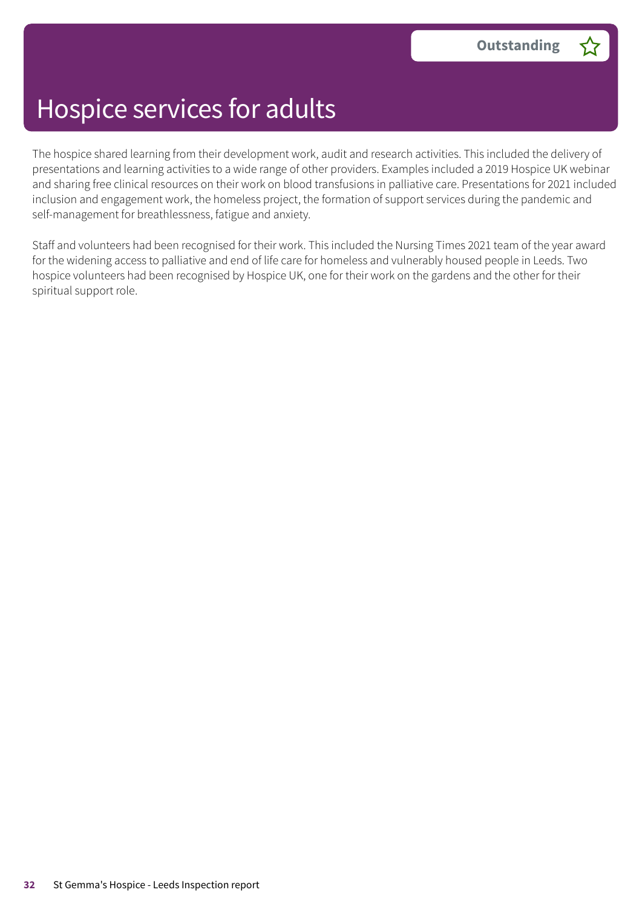# Hospice services for adults

**Outstanding** ☆

The hospice shared learning from their development work, audit and research activities. This included the delivery of presentations and learning activities to a wide range of other providers. Examples included a 2019 Hospice UK webinar and sharing free clinical resources on their work on blood transfusions in palliative care. Presentations for 2021 included inclusion and engagement work, the homeless project, the formation of support services during the pandemic and self-management for breathlessness, fatigue and anxiety.

Staff and volunteers had been recognised for their work. This included the Nursing Times 2021 team of the year award for the widening access to palliative and end of life care for homeless and vulnerably housed people in Leeds. Two hospice volunteers had been recognised by Hospice UK, one for their work on the gardens and the other for their spiritual support role.